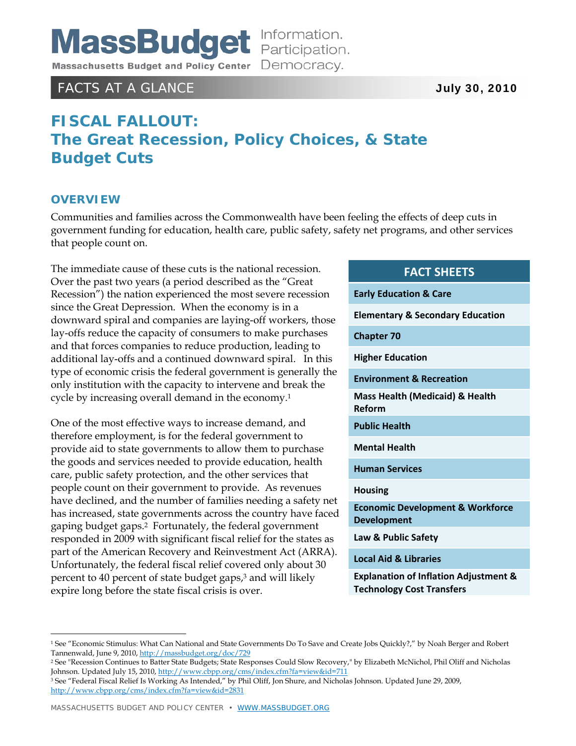# MassBudget

**Massachusetts Budget and Policy Center** — Information. Participation. Democracy.

FACTS AT A GLANCE — **July 30, 2010**

# FISCAL FALLOUT: The Great Recession, Policy Choices, & State Budget Cuts

## OVERVIEW

Communities and families across the Commonwealth have been feeling the effects of deep cuts in government funding for education, health care, public safety, safety net programs, and other services that people count on.

The immediate cause of these cuts is the national recession. Over the past two years (a period described as the "Great Recession") the nation experienced the most severe recession since the Great Depression. When the economy is in a downward spiral and companies are laying-off workers, those lay-offs reduce the capacity of consumers to make purchases and that forces companies to reduce production, leading to additional lay-offs and a continued downward spiral. In this type of economic crisis the federal government is generally the only institution with the capacity to intervene and break the cycle by increasing overall demand in the economy.[1]

One of the most effective ways to increase demand, and therefore employment, is for the federal government to provide aid to state governments to allow them to purchase the goods and services needed to provide education, health care, public safety protection, and the other services that people count on their government to provide. As revenues have declined, and the number of families needing a safety net has increased, state governments across the country have faced gaping budget gaps.[2] Fortunately, the federal government responded in 2009 with significant fiscal relief for the states as part of the American Recovery and Reinvestment Act (ARRA). Unfortunately, the federal fiscal relief covered only about 30 percent to 40 percent of state budget gaps,[3] and will likely expire long before the state fiscal crisis is over.

| FACT SHEETS |
|---|
| Early Education & Care |
| Elementary & Secondary Education |
| Chapter 70 |
| Higher Education |
| Environment & Recreation |
| Mass Health (Medicaid) & Health Reform |
| Public Health |
| Mental Health |
| Human Services |
| Housing |
| Economic Development & Workforce Development |
| Law & Public Safety |
| Local Aid & Libraries |
| Explanation of Inflation Adjustment & Technology Cost Transfers |

---

[1] See "Economic Stimulus: What Can National and State Governments Do To Save and Create Jobs Quickly?," by Noah Berger and Robert Tannenwald, June 9, 2010, http://massbudget.org/doc/729

[2] See "Recession Continues to Batter State Budgets; State Responses Could Slow Recovery," by Elizabeth McNichol, Phil Oliff and Nicholas Johnson. Updated July 15, 2010, http://www.cbpp.org/cms/index.cfm?fa=view&id=711

[3] See "Federal Fiscal Relief Is Working As Intended," by Phil Oliff, Jon Shure, and Nicholas Johnson. Updated June 29, 2009, http://www.cbpp.org/cms/index.cfm?fa=view&id=2831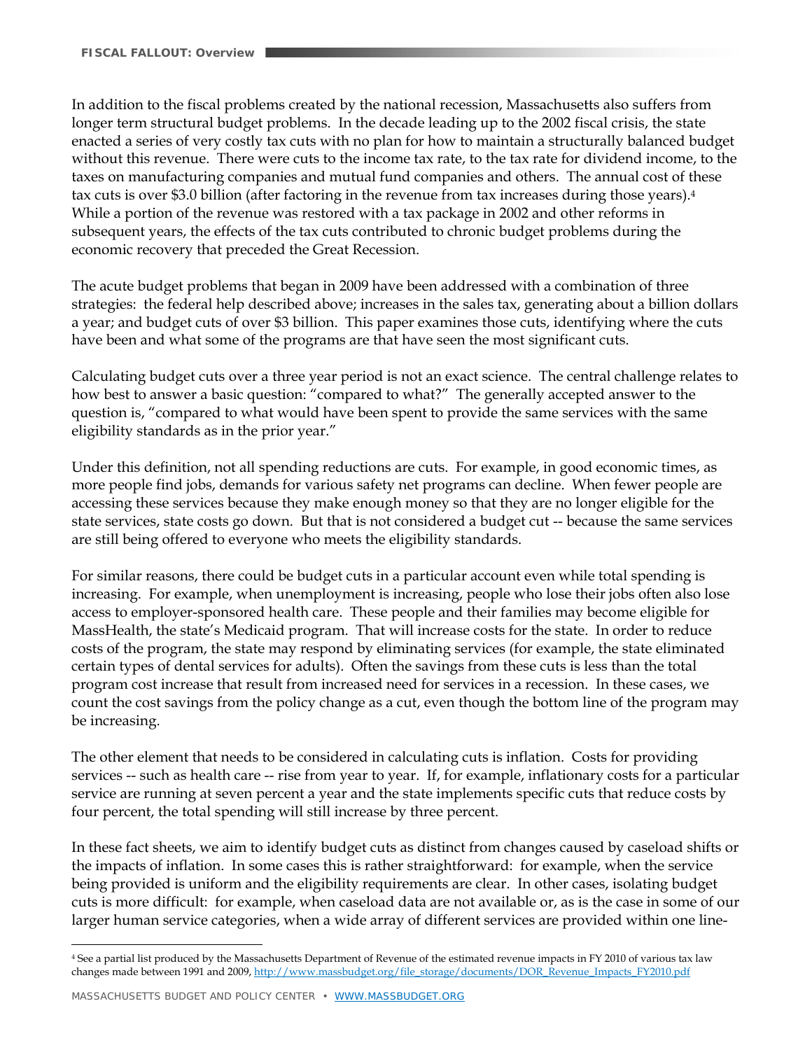In addition to the fiscal problems created by the national recession, Massachusetts also suffers from longer term structural budget problems. In the decade leading up to the 2002 fiscal crisis, the state enacted a series of very costly tax cuts with no plan for how to maintain a structurally balanced budget without this revenue. There were cuts to the income tax rate, to the tax rate for dividend income, to the taxes on manufacturing companies and mutual fund companies and others. The annual cost of these tax cuts is over $3.0 billion (after factoring in the revenue from tax increases during those years).[4] While a portion of the revenue was restored with a tax package in 2002 and other reforms in subsequent years, the effects of the tax cuts contributed to chronic budget problems during the economic recovery that preceded the Great Recession.

The acute budget problems that began in 2009 have been addressed with a combination of three strategies: the federal help described above; increases in the sales tax, generating about a billion dollars a year; and budget cuts of over $3 billion. This paper examines those cuts, identifying where the cuts have been and what some of the programs are that have seen the most significant cuts.

Calculating budget cuts over a three year period is not an exact science. The central challenge relates to how best to answer a basic question: "compared to what?" The generally accepted answer to the question is, "compared to what would have been spent to provide the same services with the same eligibility standards as in the prior year."

Under this definition, not all spending reductions are cuts. For example, in good economic times, as more people find jobs, demands for various safety net programs can decline. When fewer people are accessing these services because they make enough money so that they are no longer eligible for the state services, state costs go down. But that is not considered a budget cut -- because the same services are still being offered to everyone who meets the eligibility standards.

For similar reasons, there could be budget cuts in a particular account even while total spending is increasing. For example, when unemployment is increasing, people who lose their jobs often also lose access to employer-sponsored health care. These people and their families may become eligible for MassHealth, the state's Medicaid program. That will increase costs for the state. In order to reduce costs of the program, the state may respond by eliminating services (for example, the state eliminated certain types of dental services for adults). Often the savings from these cuts is less than the total program cost increase that result from increased need for services in a recession. In these cases, we count the cost savings from the policy change as a cut, even though the bottom line of the program may be increasing.

The other element that needs to be considered in calculating cuts is inflation. Costs for providing services -- such as health care -- rise from year to year. If, for example, inflationary costs for a particular service are running at seven percent a year and the state implements specific cuts that reduce costs by four percent, the total spending will still increase by three percent.

In these fact sheets, we aim to identify budget cuts as distinct from changes caused by caseload shifts or the impacts of inflation. In some cases this is rather straightforward: for example, when the service being provided is uniform and the eligibility requirements are clear. In other cases, isolating budget cuts is more difficult: for example, when caseload data are not available or, as is the case in some of our larger human service categories, when a wide array of different services are provided within one line-

---

[4] See a partial list produced by the Massachusetts Department of Revenue of the estimated revenue impacts in FY 2010 of various tax law changes made between 1991 and 2009, http://www.massbudget.org/file_storage/documents/DOR_Revenue_Impacts_FY2010.pdf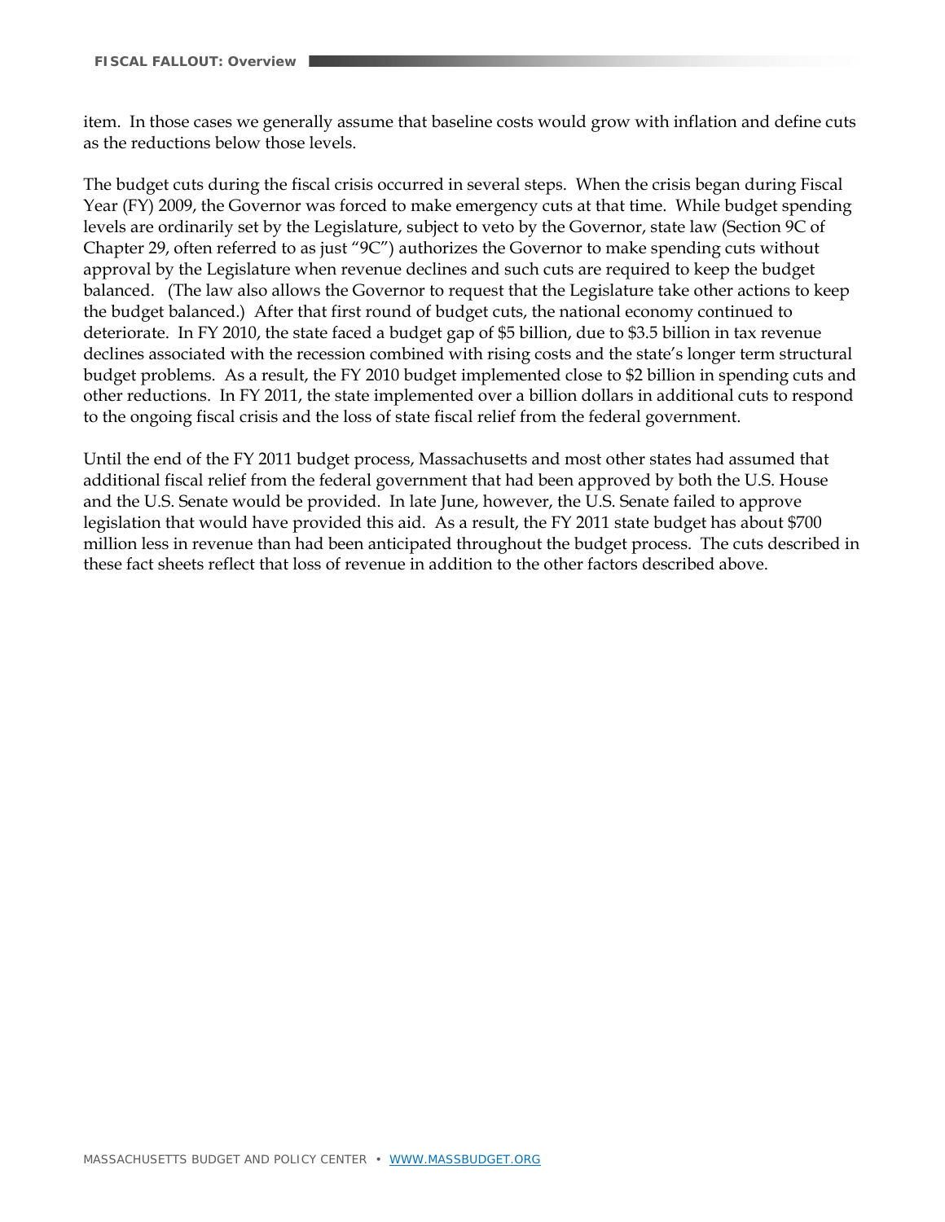item. In those cases we generally assume that baseline costs would grow with inflation and define cuts as the reductions below those levels.

The budget cuts during the fiscal crisis occurred in several steps. When the crisis began during Fiscal Year (FY) 2009, the Governor was forced to make emergency cuts at that time. While budget spending levels are ordinarily set by the Legislature, subject to veto by the Governor, state law (Section 9C of Chapter 29, often referred to as just "9C") authorizes the Governor to make spending cuts without approval by the Legislature when revenue declines and such cuts are required to keep the budget balanced. (The law also allows the Governor to request that the Legislature take other actions to keep the budget balanced.) After that first round of budget cuts, the national economy continued to deteriorate. In FY 2010, the state faced a budget gap of $5 billion, due to $3.5 billion in tax revenue declines associated with the recession combined with rising costs and the state's longer term structural budget problems. As a result, the FY 2010 budget implemented close to $2 billion in spending cuts and other reductions. In FY 2011, the state implemented over a billion dollars in additional cuts to respond to the ongoing fiscal crisis and the loss of state fiscal relief from the federal government.

Until the end of the FY 2011 budget process, Massachusetts and most other states had assumed that additional fiscal relief from the federal government that had been approved by both the U.S. House and the U.S. Senate would be provided. In late June, however, the U.S. Senate failed to approve legislation that would have provided this aid. As a result, the FY 2011 state budget has about $700 million less in revenue than had been anticipated throughout the budget process. The cuts described in these fact sheets reflect that loss of revenue in addition to the other factors described above.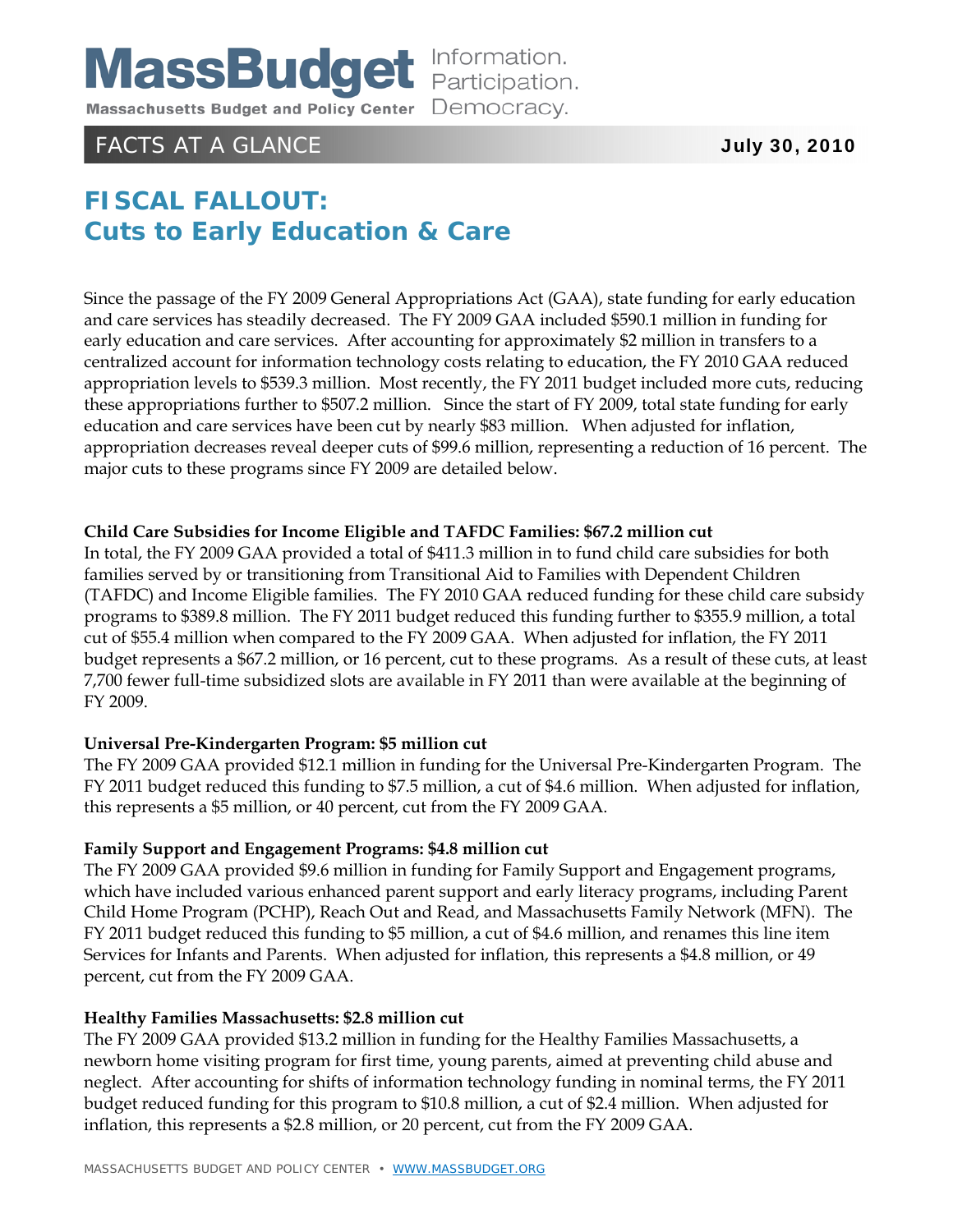# MassBudget

**Massachusetts Budget and Policy Center** — Information. Participation. Democracy.

FACTS AT A GLANCE **July 30, 2010**

## FISCAL FALLOUT:
## Cuts to Early Education & Care

Since the passage of the FY 2009 General Appropriations Act (GAA), state funding for early education and care services has steadily decreased. The FY 2009 GAA included $590.1 million in funding for early education and care services. After accounting for approximately $2 million in transfers to a centralized account for information technology costs relating to education, the FY 2010 GAA reduced appropriation levels to $539.3 million. Most recently, the FY 2011 budget included more cuts, reducing these appropriations further to $507.2 million. Since the start of FY 2009, total state funding for early education and care services have been cut by nearly $83 million. When adjusted for inflation, appropriation decreases reveal deeper cuts of $99.6 million, representing a reduction of 16 percent. The major cuts to these programs since FY 2009 are detailed below.

**Child Care Subsidies for Income Eligible and TAFDC Families: $67.2 million cut**
In total, the FY 2009 GAA provided a total of $411.3 million in to fund child care subsidies for both families served by or transitioning from Transitional Aid to Families with Dependent Children (TAFDC) and Income Eligible families. The FY 2010 GAA reduced funding for these child care subsidy programs to $389.8 million. The FY 2011 budget reduced this funding further to $355.9 million, a total cut of $55.4 million when compared to the FY 2009 GAA. When adjusted for inflation, the FY 2011 budget represents a $67.2 million, or 16 percent, cut to these programs. As a result of these cuts, at least 7,700 fewer full-time subsidized slots are available in FY 2011 than were available at the beginning of FY 2009.

**Universal Pre-Kindergarten Program: $5 million cut**
The FY 2009 GAA provided $12.1 million in funding for the Universal Pre-Kindergarten Program. The FY 2011 budget reduced this funding to $7.5 million, a cut of $4.6 million. When adjusted for inflation, this represents a $5 million, or 40 percent, cut from the FY 2009 GAA.

**Family Support and Engagement Programs: $4.8 million cut**
The FY 2009 GAA provided $9.6 million in funding for Family Support and Engagement programs, which have included various enhanced parent support and early literacy programs, including Parent Child Home Program (PCHP), Reach Out and Read, and Massachusetts Family Network (MFN). The FY 2011 budget reduced this funding to $5 million, a cut of $4.6 million, and renames this line item Services for Infants and Parents. When adjusted for inflation, this represents a $4.8 million, or 49 percent, cut from the FY 2009 GAA.

**Healthy Families Massachusetts: $2.8 million cut**
The FY 2009 GAA provided $13.2 million in funding for the Healthy Families Massachusetts, a newborn home visiting program for first time, young parents, aimed at preventing child abuse and neglect. After accounting for shifts of information technology funding in nominal terms, the FY 2011 budget reduced funding for this program to $10.8 million, a cut of $2.4 million. When adjusted for inflation, this represents a $2.8 million, or 20 percent, cut from the FY 2009 GAA.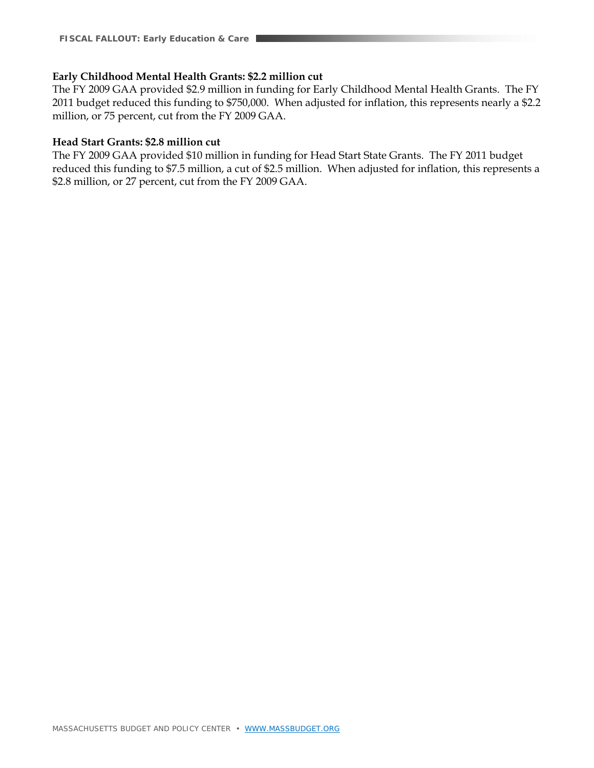**Early Childhood Mental Health Grants: $2.2 million cut**

The FY 2009 GAA provided $2.9 million in funding for Early Childhood Mental Health Grants. The FY 2011 budget reduced this funding to $750,000. When adjusted for inflation, this represents nearly a $2.2 million, or 75 percent, cut from the FY 2009 GAA.

**Head Start Grants: $2.8 million cut**

The FY 2009 GAA provided $10 million in funding for Head Start State Grants. The FY 2011 budget reduced this funding to $7.5 million, a cut of $2.5 million. When adjusted for inflation, this represents a $2.8 million, or 27 percent, cut from the FY 2009 GAA.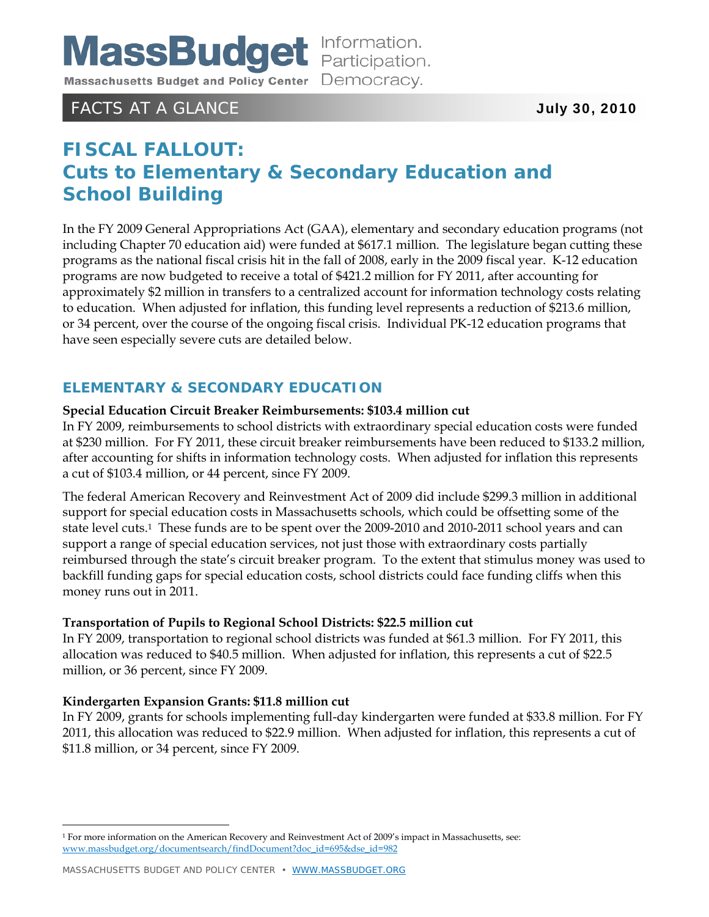MassBudget Information. Participation. Democracy.

Massachusetts Budget and Policy Center

FACTS AT A GLANCE **July 30, 2010**

# FISCAL FALLOUT: Cuts to Elementary & Secondary Education and School Building

In the FY 2009 General Appropriations Act (GAA), elementary and secondary education programs (not including Chapter 70 education aid) were funded at $617.1 million. The legislature began cutting these programs as the national fiscal crisis hit in the fall of 2008, early in the 2009 fiscal year. K-12 education programs are now budgeted to receive a total of $421.2 million for FY 2011, after accounting for approximately $2 million in transfers to a centralized account for information technology costs relating to education. When adjusted for inflation, this funding level represents a reduction of $213.6 million, or 34 percent, over the course of the ongoing fiscal crisis. Individual PK-12 education programs that have seen especially severe cuts are detailed below.

## ELEMENTARY & SECONDARY EDUCATION

**Special Education Circuit Breaker Reimbursements: $103.4 million cut**

In FY 2009, reimbursements to school districts with extraordinary special education costs were funded at $230 million. For FY 2011, these circuit breaker reimbursements have been reduced to $133.2 million, after accounting for shifts in information technology costs. When adjusted for inflation this represents a cut of $103.4 million, or 44 percent, since FY 2009.

The federal American Recovery and Reinvestment Act of 2009 did include $299.3 million in additional support for special education costs in Massachusetts schools, which could be offsetting some of the state level cuts.[1] These funds are to be spent over the 2009-2010 and 2010-2011 school years and can support a range of special education services, not just those with extraordinary costs partially reimbursed through the state's circuit breaker program. To the extent that stimulus money was used to backfill funding gaps for special education costs, school districts could face funding cliffs when this money runs out in 2011.

**Transportation of Pupils to Regional School Districts: $22.5 million cut**

In FY 2009, transportation to regional school districts was funded at $61.3 million. For FY 2011, this allocation was reduced to $40.5 million. When adjusted for inflation, this represents a cut of $22.5 million, or 36 percent, since FY 2009.

**Kindergarten Expansion Grants: $11.8 million cut**

In FY 2009, grants for schools implementing full-day kindergarten were funded at $33.8 million. For FY 2011, this allocation was reduced to $22.9 million. When adjusted for inflation, this represents a cut of $11.8 million, or 34 percent, since FY 2009.

---

[1] For more information on the American Recovery and Reinvestment Act of 2009's impact in Massachusetts, see: www.massbudget.org/documentsearch/findDocument?doc_id=695&dse_id=982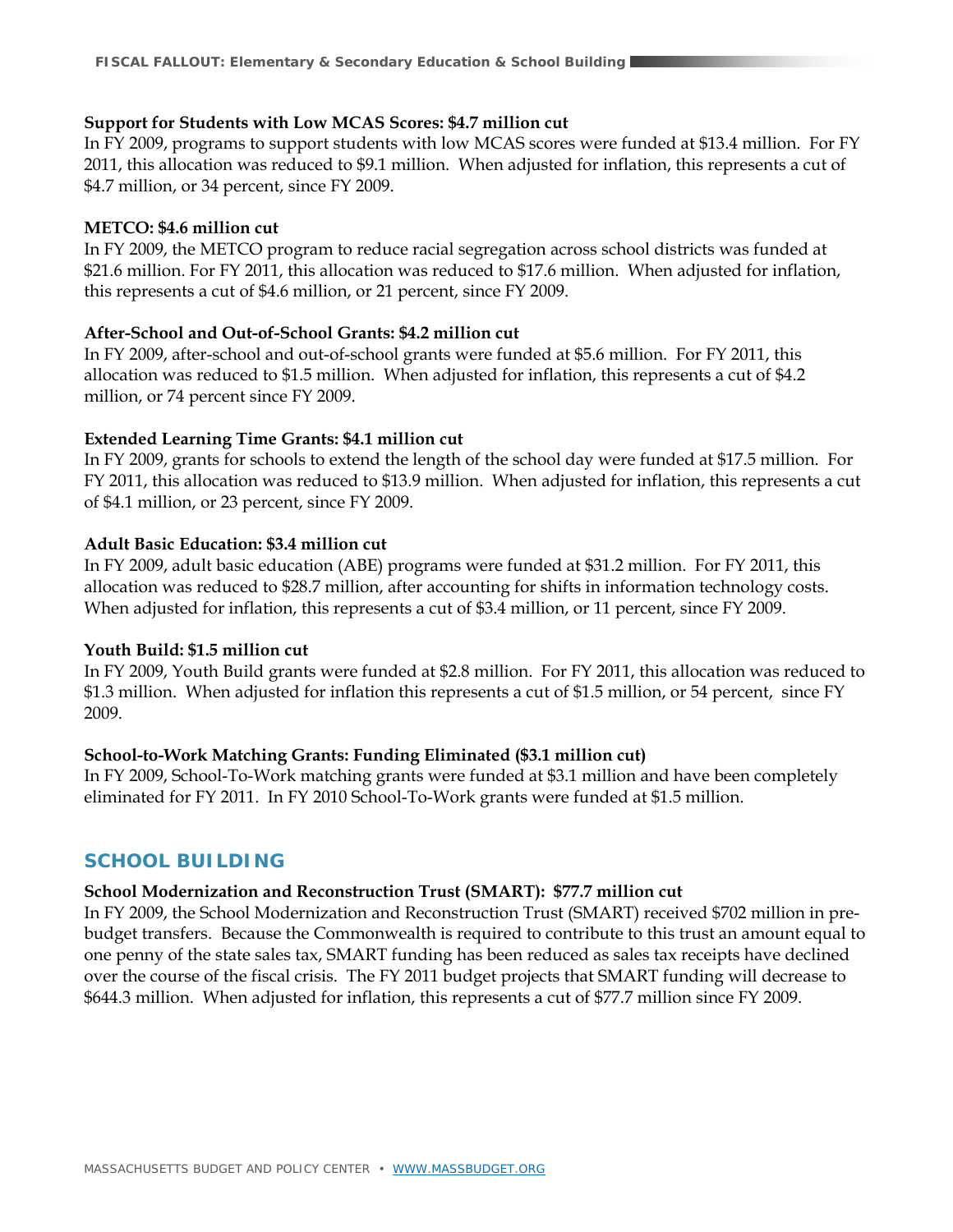**Support for Students with Low MCAS Scores: $4.7 million cut**

In FY 2009, programs to support students with low MCAS scores were funded at $13.4 million. For FY 2011, this allocation was reduced to $9.1 million. When adjusted for inflation, this represents a cut of $4.7 million, or 34 percent, since FY 2009.

**METCO: $4.6 million cut**

In FY 2009, the METCO program to reduce racial segregation across school districts was funded at $21.6 million. For FY 2011, this allocation was reduced to $17.6 million. When adjusted for inflation, this represents a cut of $4.6 million, or 21 percent, since FY 2009.

**After-School and Out-of-School Grants: $4.2 million cut**

In FY 2009, after-school and out-of-school grants were funded at $5.6 million. For FY 2011, this allocation was reduced to $1.5 million. When adjusted for inflation, this represents a cut of $4.2 million, or 74 percent since FY 2009.

**Extended Learning Time Grants: $4.1 million cut**

In FY 2009, grants for schools to extend the length of the school day were funded at $17.5 million. For FY 2011, this allocation was reduced to $13.9 million. When adjusted for inflation, this represents a cut of $4.1 million, or 23 percent, since FY 2009.

**Adult Basic Education: $3.4 million cut**

In FY 2009, adult basic education (ABE) programs were funded at $31.2 million. For FY 2011, this allocation was reduced to $28.7 million, after accounting for shifts in information technology costs. When adjusted for inflation, this represents a cut of $3.4 million, or 11 percent, since FY 2009.

**Youth Build: $1.5 million cut**

In FY 2009, Youth Build grants were funded at $2.8 million. For FY 2011, this allocation was reduced to $1.3 million. When adjusted for inflation this represents a cut of $1.5 million, or 54 percent, since FY 2009.

**School-to-Work Matching Grants: Funding Eliminated ($3.1 million cut)**

In FY 2009, School-To-Work matching grants were funded at $3.1 million and have been completely eliminated for FY 2011. In FY 2010 School-To-Work grants were funded at $1.5 million.

## SCHOOL BUILDING

**School Modernization and Reconstruction Trust (SMART): $77.7 million cut**

In FY 2009, the School Modernization and Reconstruction Trust (SMART) received $702 million in pre-budget transfers. Because the Commonwealth is required to contribute to this trust an amount equal to one penny of the state sales tax, SMART funding has been reduced as sales tax receipts have declined over the course of the fiscal crisis. The FY 2011 budget projects that SMART funding will decrease to $644.3 million. When adjusted for inflation, this represents a cut of $77.7 million since FY 2009.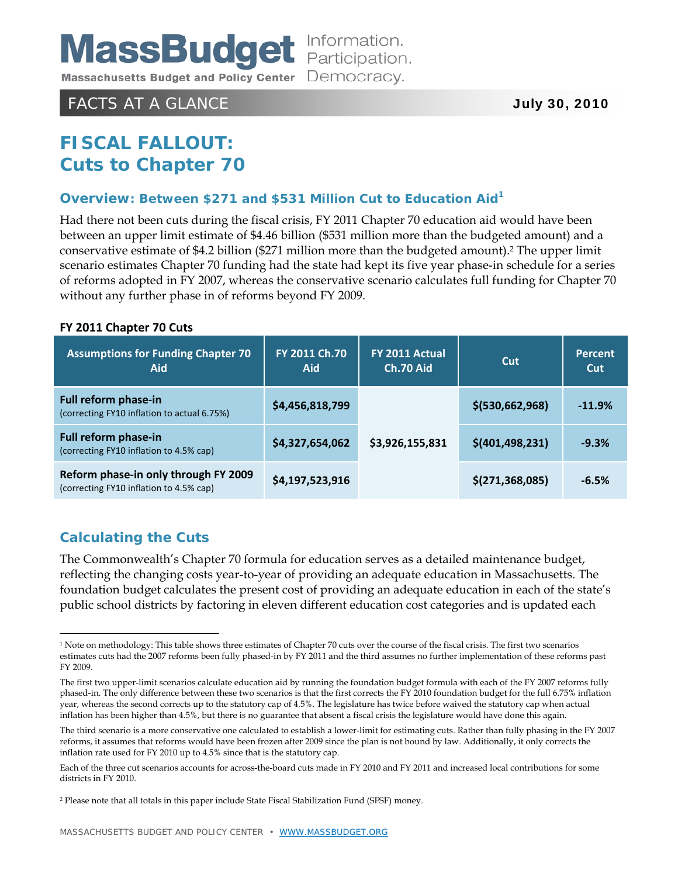# FISCAL FALLOUT: Cuts to Chapter 70

FACTS AT A GLANCE — July 30, 2010

## Overview: Between $271 and $531 Million Cut to Education Aid[1]

Had there not been cuts during the fiscal crisis, FY 2011 Chapter 70 education aid would have been between an upper limit estimate of $4.46 billion ($531 million more than the budgeted amount) and a conservative estimate of $4.2 billion ($271 million more than the budgeted amount).[2] The upper limit scenario estimates Chapter 70 funding had the state had kept its five year phase-in schedule for a series of reforms adopted in FY 2007, whereas the conservative scenario calculates full funding for Chapter 70 without any further phase in of reforms beyond FY 2009.

**FY 2011 Chapter 70 Cuts**

| Assumptions for Funding Chapter 70 Aid | FY 2011 Ch.70 Aid | FY 2011 Actual Ch.70 Aid | Cut | Percent Cut |
|---|---|---|---|---|
| **Full reform phase-in** (correcting FY10 inflation to actual 6.75%) | $4,456,818,799 | $3,926,155,831 | $(530,662,968) | -11.9% |
| **Full reform phase-in** (correcting FY10 inflation to 4.5% cap) | $4,327,654,062 | | $(401,498,231) | -9.3% |
| **Reform phase-in only through FY 2009** (correcting FY10 inflation to 4.5% cap) | $4,197,523,916 | | $(271,368,085) | -6.5% |

## Calculating the Cuts

The Commonwealth's Chapter 70 formula for education serves as a detailed maintenance budget, reflecting the changing costs year-to-year of providing an adequate education in Massachusetts. The foundation budget calculates the present cost of providing an adequate education in each of the state's public school districts by factoring in eleven different education cost categories and is updated each

---

[1] Note on methodology: This table shows three estimates of Chapter 70 cuts over the course of the fiscal crisis. The first two scenarios estimates cuts had the 2007 reforms been fully phased-in by FY 2011 and the third assumes no further implementation of these reforms past FY 2009.

The first two upper-limit scenarios calculate education aid by running the foundation budget formula with each of the FY 2007 reforms fully phased-in. The only difference between these two scenarios is that the first corrects the FY 2010 foundation budget for the full 6.75% inflation year, whereas the second corrects up to the statutory cap of 4.5%. The legislature has twice before waived the statutory cap when actual inflation has been higher than 4.5%, but there is no guarantee that absent a fiscal crisis the legislature would have done this again.

The third scenario is a more conservative one calculated to establish a lower-limit for estimating cuts. Rather than fully phasing in the FY 2007 reforms, it assumes that reforms would have been frozen after 2009 since the plan is not bound by law. Additionally, it only corrects the inflation rate used for FY 2010 up to 4.5% since that is the statutory cap.

Each of the three cut scenarios accounts for across-the-board cuts made in FY 2010 and FY 2011 and increased local contributions for some districts in FY 2010.

[2] Please note that all totals in this paper include State Fiscal Stabilization Fund (SFSF) money.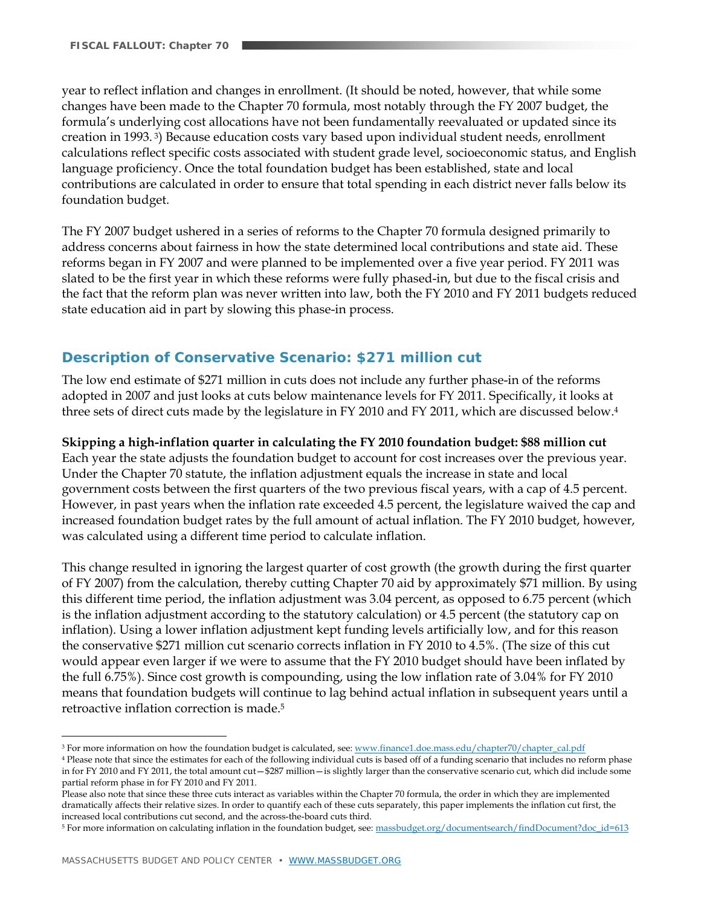year to reflect inflation and changes in enrollment. (It should be noted, however, that while some changes have been made to the Chapter 70 formula, most notably through the FY 2007 budget, the formula's underlying cost allocations have not been fundamentally reevaluated or updated since its creation in 1993.[3]) Because education costs vary based upon individual student needs, enrollment calculations reflect specific costs associated with student grade level, socioeconomic status, and English language proficiency. Once the total foundation budget has been established, state and local contributions are calculated in order to ensure that total spending in each district never falls below its foundation budget.

The FY 2007 budget ushered in a series of reforms to the Chapter 70 formula designed primarily to address concerns about fairness in how the state determined local contributions and state aid. These reforms began in FY 2007 and were planned to be implemented over a five year period. FY 2011 was slated to be the first year in which these reforms were fully phased-in, but due to the fiscal crisis and the fact that the reform plan was never written into law, both the FY 2010 and FY 2011 budgets reduced state education aid in part by slowing this phase-in process.

## Description of Conservative Scenario: $271 million cut

The low end estimate of $271 million in cuts does not include any further phase-in of the reforms adopted in 2007 and just looks at cuts below maintenance levels for FY 2011. Specifically, it looks at three sets of direct cuts made by the legislature in FY 2010 and FY 2011, which are discussed below.[4]

**Skipping a high-inflation quarter in calculating the FY 2010 foundation budget: $88 million cut**
Each year the state adjusts the foundation budget to account for cost increases over the previous year. Under the Chapter 70 statute, the inflation adjustment equals the increase in state and local government costs between the first quarters of the two previous fiscal years, with a cap of 4.5 percent. However, in past years when the inflation rate exceeded 4.5 percent, the legislature waived the cap and increased foundation budget rates by the full amount of actual inflation. The FY 2010 budget, however, was calculated using a different time period to calculate inflation.

This change resulted in ignoring the largest quarter of cost growth (the growth during the first quarter of FY 2007) from the calculation, thereby cutting Chapter 70 aid by approximately $71 million. By using this different time period, the inflation adjustment was 3.04 percent, as opposed to 6.75 percent (which is the inflation adjustment according to the statutory calculation) or 4.5 percent (the statutory cap on inflation). Using a lower inflation adjustment kept funding levels artificially low, and for this reason the conservative $271 million cut scenario corrects inflation in FY 2010 to 4.5%. (The size of this cut would appear even larger if we were to assume that the FY 2010 budget should have been inflated by the full 6.75%). Since cost growth is compounding, using the low inflation rate of 3.04% for FY 2010 means that foundation budgets will continue to lag behind actual inflation in subsequent years until a retroactive inflation correction is made.[5]

---

[3] For more information on how the foundation budget is calculated, see: www.finance1.doe.mass.edu/chapter70/chapter_cal.pdf

[4] Please note that since the estimates for each of the following individual cuts is based off of a funding scenario that includes no reform phase in for FY 2010 and FY 2011, the total amount cut—$287 million—is slightly larger than the conservative scenario cut, which did include some partial reform phase in for FY 2010 and FY 2011.
Please also note that since these three cuts interact as variables within the Chapter 70 formula, the order in which they are implemented dramatically affects their relative sizes. In order to quantify each of these cuts separately, this paper implements the inflation cut first, the increased local contributions cut second, and the across-the-board cuts third.

[5] For more information on calculating inflation in the foundation budget, see: massbudget.org/documentsearch/findDocument?doc_id=613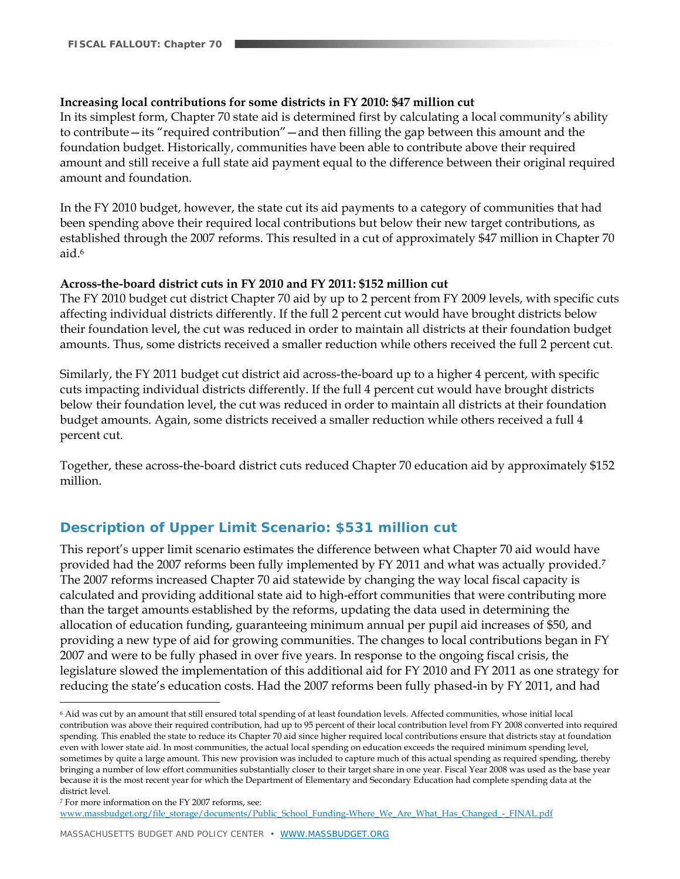**Increasing local contributions for some districts in FY 2010: $47 million cut**

In its simplest form, Chapter 70 state aid is determined first by calculating a local community's ability to contribute—its "required contribution"—and then filling the gap between this amount and the foundation budget. Historically, communities have been able to contribute above their required amount and still receive a full state aid payment equal to the difference between their original required amount and foundation.

In the FY 2010 budget, however, the state cut its aid payments to a category of communities that had been spending above their required local contributions but below their new target contributions, as established through the 2007 reforms. This resulted in a cut of approximately $47 million in Chapter 70 aid.[6]

**Across-the-board district cuts in FY 2010 and FY 2011: $152 million cut**

The FY 2010 budget cut district Chapter 70 aid by up to 2 percent from FY 2009 levels, with specific cuts affecting individual districts differently. If the full 2 percent cut would have brought districts below their foundation level, the cut was reduced in order to maintain all districts at their foundation budget amounts. Thus, some districts received a smaller reduction while others received the full 2 percent cut.

Similarly, the FY 2011 budget cut district aid across-the-board up to a higher 4 percent, with specific cuts impacting individual districts differently. If the full 4 percent cut would have brought districts below their foundation level, the cut was reduced in order to maintain all districts at their foundation budget amounts. Again, some districts received a smaller reduction while others received a full 4 percent cut.

Together, these across-the-board district cuts reduced Chapter 70 education aid by approximately $152 million.

## Description of Upper Limit Scenario: $531 million cut

This report's upper limit scenario estimates the difference between what Chapter 70 aid would have provided had the 2007 reforms been fully implemented by FY 2011 and what was actually provided.[7] The 2007 reforms increased Chapter 70 aid statewide by changing the way local fiscal capacity is calculated and providing additional state aid to high-effort communities that were contributing more than the target amounts established by the reforms, updating the data used in determining the allocation of education funding, guaranteeing minimum annual per pupil aid increases of $50, and providing a new type of aid for growing communities. The changes to local contributions began in FY 2007 and were to be fully phased in over five years. In response to the ongoing fiscal crisis, the legislature slowed the implementation of this additional aid for FY 2010 and FY 2011 as one strategy for reducing the state's education costs. Had the 2007 reforms been fully phased-in by FY 2011, and had

---

[6] Aid was cut by an amount that still ensured total spending of at least foundation levels. Affected communities, whose initial local contribution was above their required contribution, had up to 95 percent of their local contribution level from FY 2008 converted into required spending. This enabled the state to reduce its Chapter 70 aid since higher required local contributions ensure that districts stay at foundation even with lower state aid. In most communities, the actual local spending on education exceeds the required minimum spending level, sometimes by quite a large amount. This new provision was included to capture much of this actual spending as required spending, thereby bringing a number of low effort communities substantially closer to their target share in one year. Fiscal Year 2008 was used as the base year because it is the most recent year for which the Department of Elementary and Secondary Education had complete spending data at the district level.

[7] For more information on the FY 2007 reforms, see: www.massbudget.org/file_storage/documents/Public_School_Funding-Where_We_Are_What_Has_Changed_-_FINAL.pdf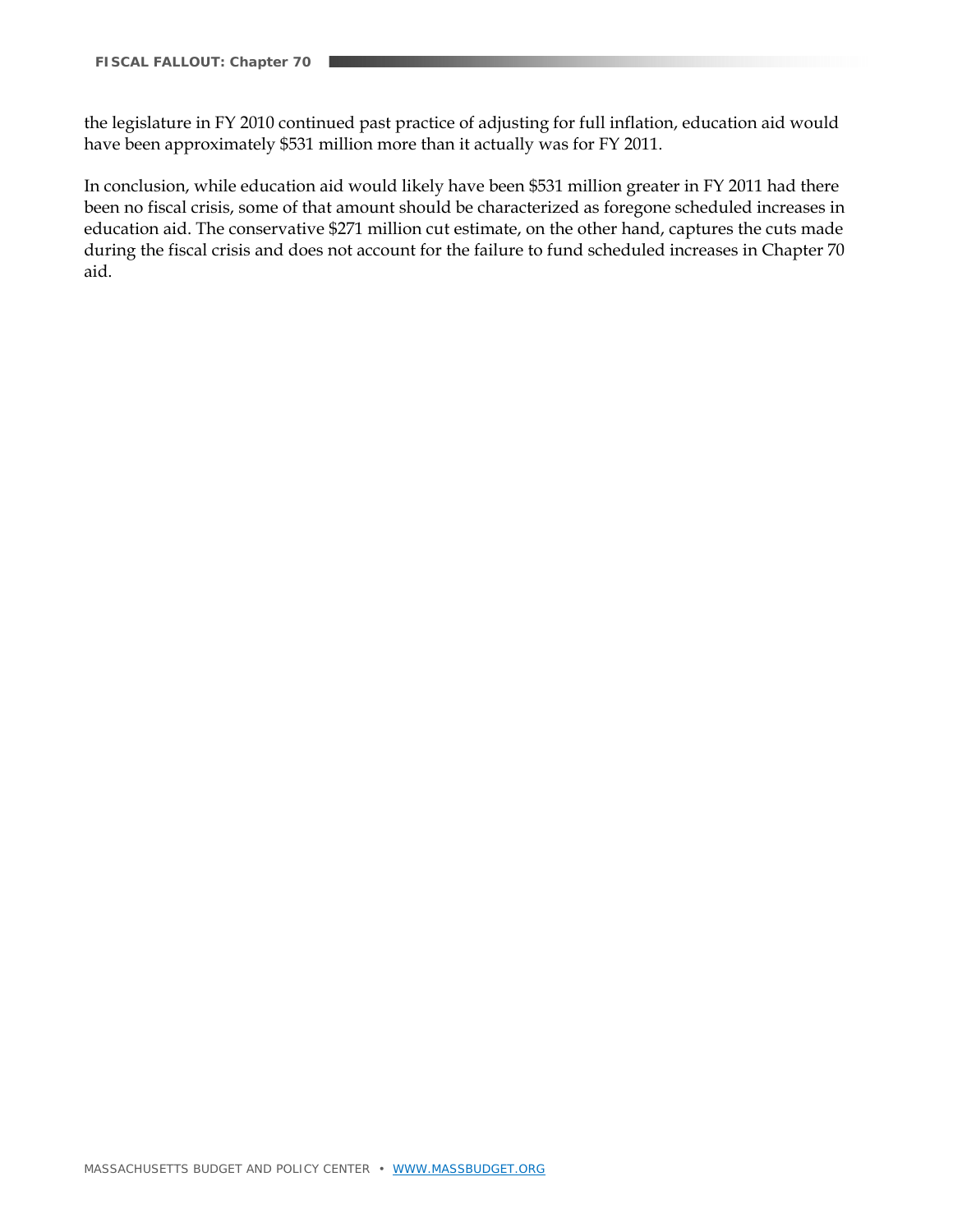the legislature in FY 2010 continued past practice of adjusting for full inflation, education aid would have been approximately $531 million more than it actually was for FY 2011.

In conclusion, while education aid would likely have been $531 million greater in FY 2011 had there been no fiscal crisis, some of that amount should be characterized as foregone scheduled increases in education aid. The conservative $271 million cut estimate, on the other hand, captures the cuts made during the fiscal crisis and does not account for the failure to fund scheduled increases in Chapter 70 aid.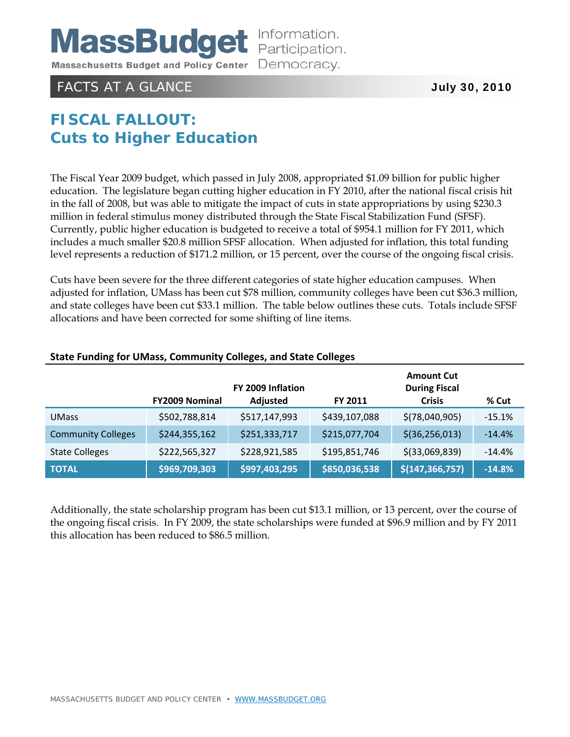MassBudget Information. Participation. Democracy.

Massachusetts Budget and Policy Center

FACTS AT A GLANCE **July 30, 2010**

# FISCAL FALLOUT: Cuts to Higher Education

The Fiscal Year 2009 budget, which passed in July 2008, appropriated $1.09 billion for public higher education. The legislature began cutting higher education in FY 2010, after the national fiscal crisis hit in the fall of 2008, but was able to mitigate the impact of cuts in state appropriations by using $230.3 million in federal stimulus money distributed through the State Fiscal Stabilization Fund (SFSF). Currently, public higher education is budgeted to receive a total of $954.1 million for FY 2011, which includes a much smaller $20.8 million SFSF allocation. When adjusted for inflation, this total funding level represents a reduction of $171.2 million, or 15 percent, over the course of the ongoing fiscal crisis.

Cuts have been severe for the three different categories of state higher education campuses. When adjusted for inflation, UMass has been cut $78 million, community colleges have been cut $36.3 million, and state colleges have been cut $33.1 million. The table below outlines these cuts. Totals include SFSF allocations and have been corrected for some shifting of line items.

**State Funding for UMass, Community Colleges, and State Colleges**

| | FY2009 Nominal | FY 2009 Inflation Adjusted | FY 2011 | Amount Cut During Fiscal Crisis | % Cut |
|---|---|---|---|---|---|
| UMass | $502,788,814 | $517,147,993 | $439,107,088 | $(78,040,905) | -15.1% |
| Community Colleges | $244,355,162 | $251,333,717 | $215,077,704 | $(36,256,013) | -14.4% |
| State Colleges | $222,565,327 | $228,921,585 | $195,851,746 | $(33,069,839) | -14.4% |
| **TOTAL** | **$969,709,303** | **$997,403,295** | **$850,036,538** | **$(147,366,757)** | **-14.8%** |

Additionally, the state scholarship program has been cut $13.1 million, or 13 percent, over the course of the ongoing fiscal crisis. In FY 2009, the state scholarships were funded at $96.9 million and by FY 2011 this allocation has been reduced to $86.5 million.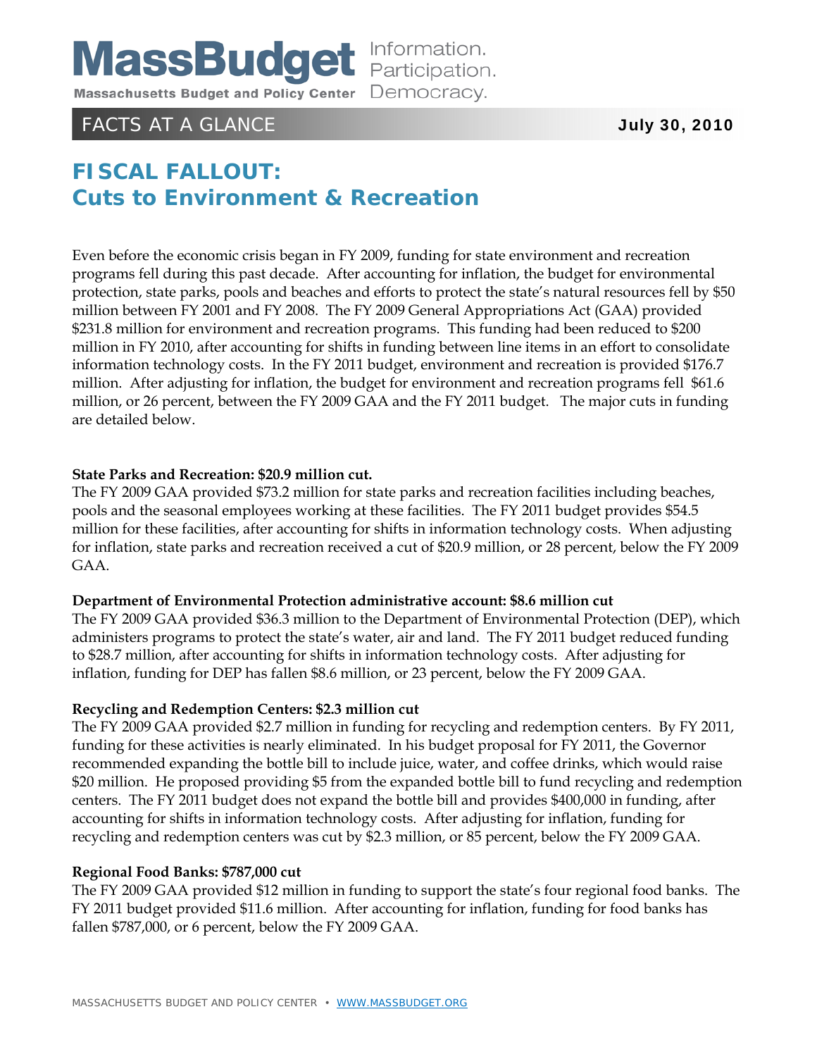MassBudget Information. Participation. Democracy.

Massachusetts Budget and Policy Center

FACTS AT A GLANCE **July 30, 2010**

# FISCAL FALLOUT: Cuts to Environment & Recreation

Even before the economic crisis began in FY 2009, funding for state environment and recreation programs fell during this past decade. After accounting for inflation, the budget for environmental protection, state parks, pools and beaches and efforts to protect the state's natural resources fell by $50 million between FY 2001 and FY 2008. The FY 2009 General Appropriations Act (GAA) provided $231.8 million for environment and recreation programs. This funding had been reduced to $200 million in FY 2010, after accounting for shifts in funding between line items in an effort to consolidate information technology costs. In the FY 2011 budget, environment and recreation is provided $176.7 million. After adjusting for inflation, the budget for environment and recreation programs fell $61.6 million, or 26 percent, between the FY 2009 GAA and the FY 2011 budget. The major cuts in funding are detailed below.

**State Parks and Recreation: $20.9 million cut.**

The FY 2009 GAA provided $73.2 million for state parks and recreation facilities including beaches, pools and the seasonal employees working at these facilities. The FY 2011 budget provides $54.5 million for these facilities, after accounting for shifts in information technology costs. When adjusting for inflation, state parks and recreation received a cut of $20.9 million, or 28 percent, below the FY 2009 GAA.

**Department of Environmental Protection administrative account: $8.6 million cut**

The FY 2009 GAA provided $36.3 million to the Department of Environmental Protection (DEP), which administers programs to protect the state's water, air and land. The FY 2011 budget reduced funding to $28.7 million, after accounting for shifts in information technology costs. After adjusting for inflation, funding for DEP has fallen $8.6 million, or 23 percent, below the FY 2009 GAA.

**Recycling and Redemption Centers: $2.3 million cut**

The FY 2009 GAA provided $2.7 million in funding for recycling and redemption centers. By FY 2011, funding for these activities is nearly eliminated. In his budget proposal for FY 2011, the Governor recommended expanding the bottle bill to include juice, water, and coffee drinks, which would raise $20 million. He proposed providing $5 from the expanded bottle bill to fund recycling and redemption centers. The FY 2011 budget does not expand the bottle bill and provides $400,000 in funding, after accounting for shifts in information technology costs. After adjusting for inflation, funding for recycling and redemption centers was cut by $2.3 million, or 85 percent, below the FY 2009 GAA.

**Regional Food Banks: $787,000 cut**

The FY 2009 GAA provided $12 million in funding to support the state's four regional food banks. The FY 2011 budget provided $11.6 million. After accounting for inflation, funding for food banks has fallen $787,000, or 6 percent, below the FY 2009 GAA.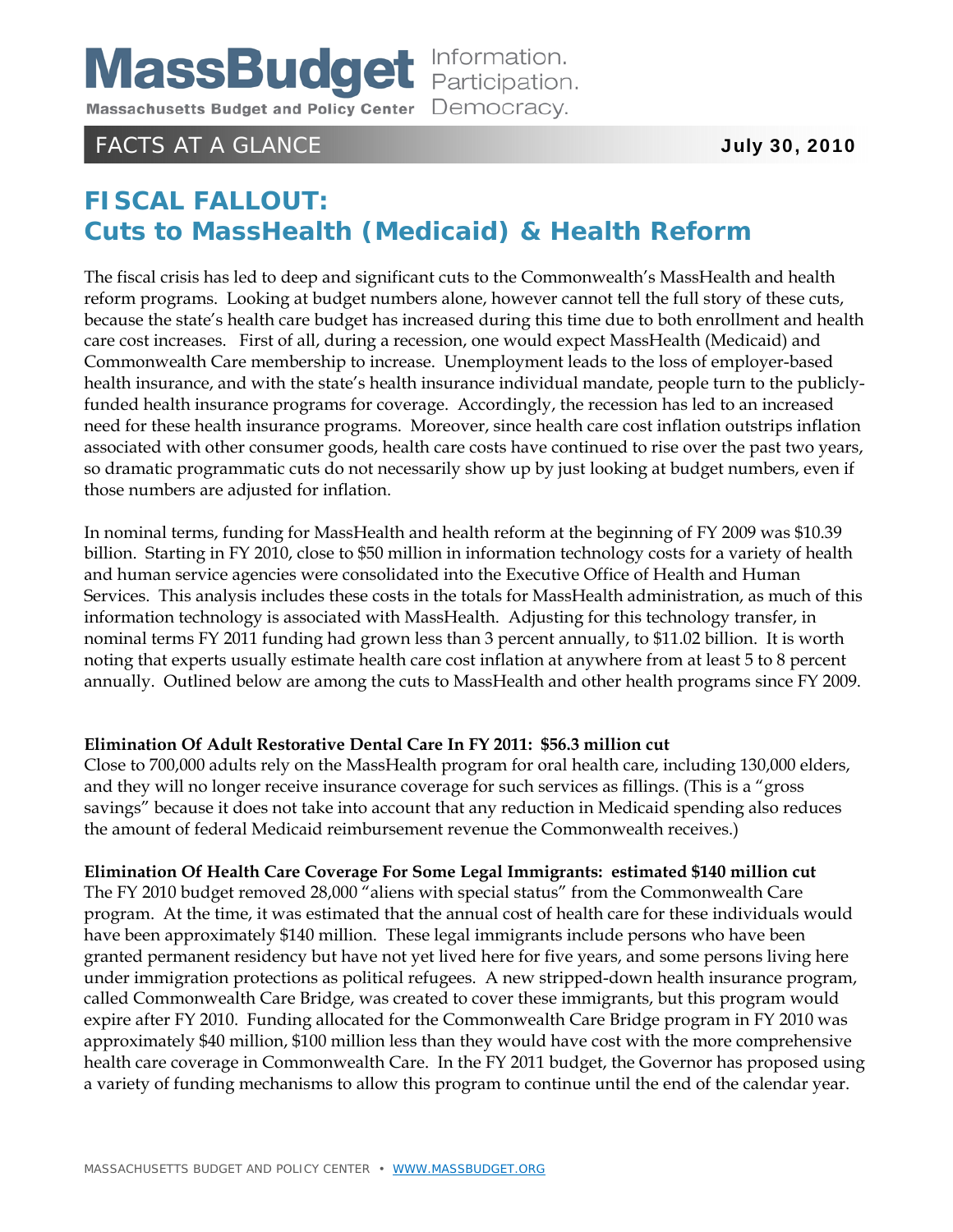MassBudget Information. Participation. Democracy.
Massachusetts Budget and Policy Center

FACTS AT A GLANCE **July 30, 2010**

# FISCAL FALLOUT: Cuts to MassHealth (Medicaid) & Health Reform

The fiscal crisis has led to deep and significant cuts to the Commonwealth's MassHealth and health reform programs. Looking at budget numbers alone, however cannot tell the full story of these cuts, because the state's health care budget has increased during this time due to both enrollment and health care cost increases. First of all, during a recession, one would expect MassHealth (Medicaid) and Commonwealth Care membership to increase. Unemployment leads to the loss of employer-based health insurance, and with the state's health insurance individual mandate, people turn to the publicly-funded health insurance programs for coverage. Accordingly, the recession has led to an increased need for these health insurance programs. Moreover, since health care cost inflation outstrips inflation associated with other consumer goods, health care costs have continued to rise over the past two years, so dramatic programmatic cuts do not necessarily show up by just looking at budget numbers, even if those numbers are adjusted for inflation.

In nominal terms, funding for MassHealth and health reform at the beginning of FY 2009 was $10.39 billion. Starting in FY 2010, close to $50 million in information technology costs for a variety of health and human service agencies were consolidated into the Executive Office of Health and Human Services. This analysis includes these costs in the totals for MassHealth administration, as much of this information technology is associated with MassHealth. Adjusting for this technology transfer, in nominal terms FY 2011 funding had grown less than 3 percent annually, to $11.02 billion. It is worth noting that experts usually estimate health care cost inflation at anywhere from at least 5 to 8 percent annually. Outlined below are among the cuts to MassHealth and other health programs since FY 2009.

**Elimination Of Adult Restorative Dental Care In FY 2011: $56.3 million cut**

Close to 700,000 adults rely on the MassHealth program for oral health care, including 130,000 elders, and they will no longer receive insurance coverage for such services as fillings. (This is a "gross savings" because it does not take into account that any reduction in Medicaid spending also reduces the amount of federal Medicaid reimbursement revenue the Commonwealth receives.)

**Elimination Of Health Care Coverage For Some Legal Immigrants: estimated $140 million cut**

The FY 2010 budget removed 28,000 "aliens with special status" from the Commonwealth Care program. At the time, it was estimated that the annual cost of health care for these individuals would have been approximately $140 million. These legal immigrants include persons who have been granted permanent residency but have not yet lived here for five years, and some persons living here under immigration protections as political refugees. A new stripped-down health insurance program, called Commonwealth Care Bridge, was created to cover these immigrants, but this program would expire after FY 2010. Funding allocated for the Commonwealth Care Bridge program in FY 2010 was approximately $40 million, $100 million less than they would have cost with the more comprehensive health care coverage in Commonwealth Care. In the FY 2011 budget, the Governor has proposed using a variety of funding mechanisms to allow this program to continue until the end of the calendar year.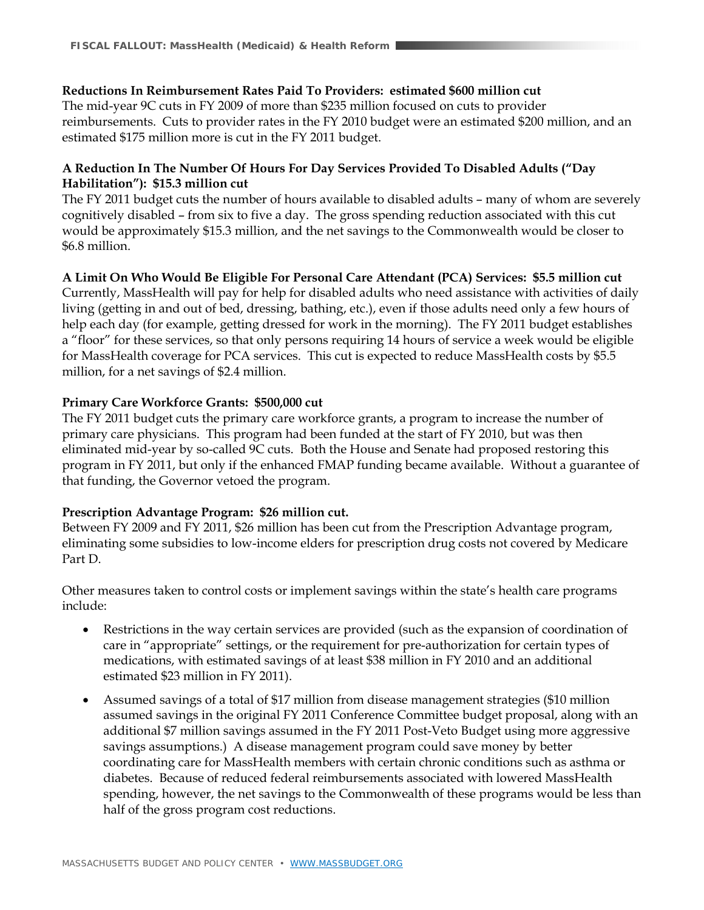**Reductions In Reimbursement Rates Paid To Providers: estimated $600 million cut**

The mid-year 9C cuts in FY 2009 of more than $235 million focused on cuts to provider reimbursements. Cuts to provider rates in the FY 2010 budget were an estimated $200 million, and an estimated $175 million more is cut in the FY 2011 budget.

**A Reduction In The Number Of Hours For Day Services Provided To Disabled Adults ("Day Habilitation"): $15.3 million cut**

The FY 2011 budget cuts the number of hours available to disabled adults – many of whom are severely cognitively disabled – from six to five a day. The gross spending reduction associated with this cut would be approximately $15.3 million, and the net savings to the Commonwealth would be closer to $6.8 million.

**A Limit On Who Would Be Eligible For Personal Care Attendant (PCA) Services: $5.5 million cut**

Currently, MassHealth will pay for help for disabled adults who need assistance with activities of daily living (getting in and out of bed, dressing, bathing, etc.), even if those adults need only a few hours of help each day (for example, getting dressed for work in the morning). The FY 2011 budget establishes a "floor" for these services, so that only persons requiring 14 hours of service a week would be eligible for MassHealth coverage for PCA services. This cut is expected to reduce MassHealth costs by $5.5 million, for a net savings of $2.4 million.

**Primary Care Workforce Grants: $500,000 cut**

The FY 2011 budget cuts the primary care workforce grants, a program to increase the number of primary care physicians. This program had been funded at the start of FY 2010, but was then eliminated mid-year by so-called 9C cuts. Both the House and Senate had proposed restoring this program in FY 2011, but only if the enhanced FMAP funding became available. Without a guarantee of that funding, the Governor vetoed the program.

**Prescription Advantage Program: $26 million cut.**

Between FY 2009 and FY 2011, $26 million has been cut from the Prescription Advantage program, eliminating some subsidies to low-income elders for prescription drug costs not covered by Medicare Part D.

Other measures taken to control costs or implement savings within the state's health care programs include:

- Restrictions in the way certain services are provided (such as the expansion of coordination of care in "appropriate" settings, or the requirement for pre-authorization for certain types of medications, with estimated savings of at least $38 million in FY 2010 and an additional estimated $23 million in FY 2011).
- Assumed savings of a total of $17 million from disease management strategies ($10 million assumed savings in the original FY 2011 Conference Committee budget proposal, along with an additional $7 million savings assumed in the FY 2011 Post-Veto Budget using more aggressive savings assumptions.) A disease management program could save money by better coordinating care for MassHealth members with certain chronic conditions such as asthma or diabetes. Because of reduced federal reimbursements associated with lowered MassHealth spending, however, the net savings to the Commonwealth of these programs would be less than half of the gross program cost reductions.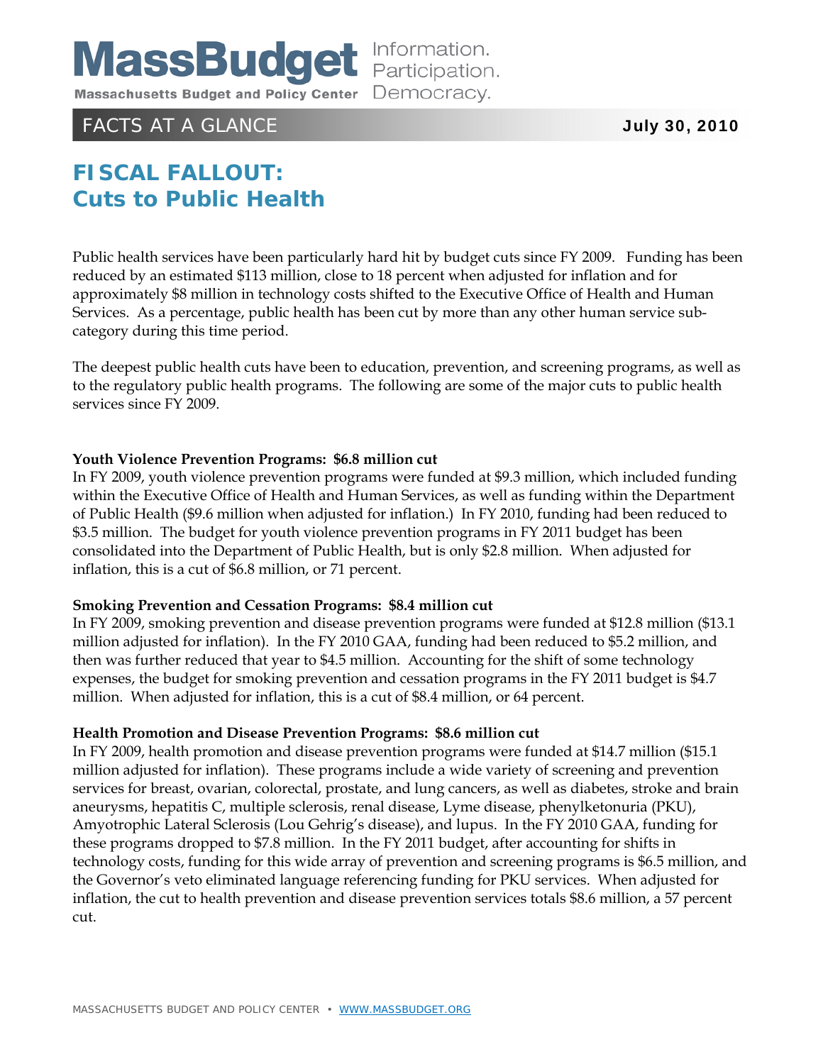MassBudget Information. Participation. Democracy.

Massachusetts Budget and Policy Center

FACTS AT A GLANCE **July 30, 2010**

# FISCAL FALLOUT: Cuts to Public Health

Public health services have been particularly hard hit by budget cuts since FY 2009. Funding has been reduced by an estimated $113 million, close to 18 percent when adjusted for inflation and for approximately $8 million in technology costs shifted to the Executive Office of Health and Human Services. As a percentage, public health has been cut by more than any other human service sub-category during this time period.

The deepest public health cuts have been to education, prevention, and screening programs, as well as to the regulatory public health programs. The following are some of the major cuts to public health services since FY 2009.

**Youth Violence Prevention Programs: $6.8 million cut**
In FY 2009, youth violence prevention programs were funded at $9.3 million, which included funding within the Executive Office of Health and Human Services, as well as funding within the Department of Public Health ($9.6 million when adjusted for inflation.) In FY 2010, funding had been reduced to $3.5 million. The budget for youth violence prevention programs in FY 2011 budget has been consolidated into the Department of Public Health, but is only $2.8 million. When adjusted for inflation, this is a cut of $6.8 million, or 71 percent.

**Smoking Prevention and Cessation Programs: $8.4 million cut**
In FY 2009, smoking prevention and disease prevention programs were funded at $12.8 million ($13.1 million adjusted for inflation). In the FY 2010 GAA, funding had been reduced to $5.2 million, and then was further reduced that year to $4.5 million. Accounting for the shift of some technology expenses, the budget for smoking prevention and cessation programs in the FY 2011 budget is $4.7 million. When adjusted for inflation, this is a cut of $8.4 million, or 64 percent.

**Health Promotion and Disease Prevention Programs: $8.6 million cut**
In FY 2009, health promotion and disease prevention programs were funded at $14.7 million ($15.1 million adjusted for inflation). These programs include a wide variety of screening and prevention services for breast, ovarian, colorectal, prostate, and lung cancers, as well as diabetes, stroke and brain aneurysms, hepatitis C, multiple sclerosis, renal disease, Lyme disease, phenylketonuria (PKU), Amyotrophic Lateral Sclerosis (Lou Gehrig's disease), and lupus. In the FY 2010 GAA, funding for these programs dropped to $7.8 million. In the FY 2011 budget, after accounting for shifts in technology costs, funding for this wide array of prevention and screening programs is $6.5 million, and the Governor's veto eliminated language referencing funding for PKU services. When adjusted for inflation, the cut to health prevention and disease prevention services totals $8.6 million, a 57 percent cut.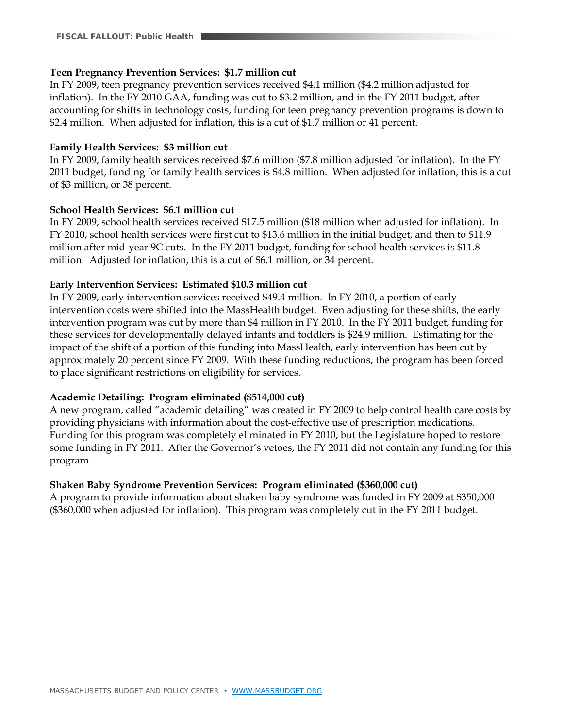**Teen Pregnancy Prevention Services: $1.7 million cut**

In FY 2009, teen pregnancy prevention services received $4.1 million ($4.2 million adjusted for inflation). In the FY 2010 GAA, funding was cut to $3.2 million, and in the FY 2011 budget, after accounting for shifts in technology costs, funding for teen pregnancy prevention programs is down to $2.4 million. When adjusted for inflation, this is a cut of $1.7 million or 41 percent.

**Family Health Services: $3 million cut**

In FY 2009, family health services received $7.6 million ($7.8 million adjusted for inflation). In the FY 2011 budget, funding for family health services is $4.8 million. When adjusted for inflation, this is a cut of $3 million, or 38 percent.

**School Health Services: $6.1 million cut**

In FY 2009, school health services received $17.5 million ($18 million when adjusted for inflation). In FY 2010, school health services were first cut to $13.6 million in the initial budget, and then to $11.9 million after mid-year 9C cuts. In the FY 2011 budget, funding for school health services is $11.8 million. Adjusted for inflation, this is a cut of $6.1 million, or 34 percent.

**Early Intervention Services: Estimated $10.3 million cut**

In FY 2009, early intervention services received $49.4 million. In FY 2010, a portion of early intervention costs were shifted into the MassHealth budget. Even adjusting for these shifts, the early intervention program was cut by more than $4 million in FY 2010. In the FY 2011 budget, funding for these services for developmentally delayed infants and toddlers is $24.9 million. Estimating for the impact of the shift of a portion of this funding into MassHealth, early intervention has been cut by approximately 20 percent since FY 2009. With these funding reductions, the program has been forced to place significant restrictions on eligibility for services.

**Academic Detailing: Program eliminated ($514,000 cut)**

A new program, called "academic detailing" was created in FY 2009 to help control health care costs by providing physicians with information about the cost-effective use of prescription medications. Funding for this program was completely eliminated in FY 2010, but the Legislature hoped to restore some funding in FY 2011. After the Governor's vetoes, the FY 2011 did not contain any funding for this program.

**Shaken Baby Syndrome Prevention Services: Program eliminated ($360,000 cut)**

A program to provide information about shaken baby syndrome was funded in FY 2009 at $350,000 ($360,000 when adjusted for inflation). This program was completely cut in the FY 2011 budget.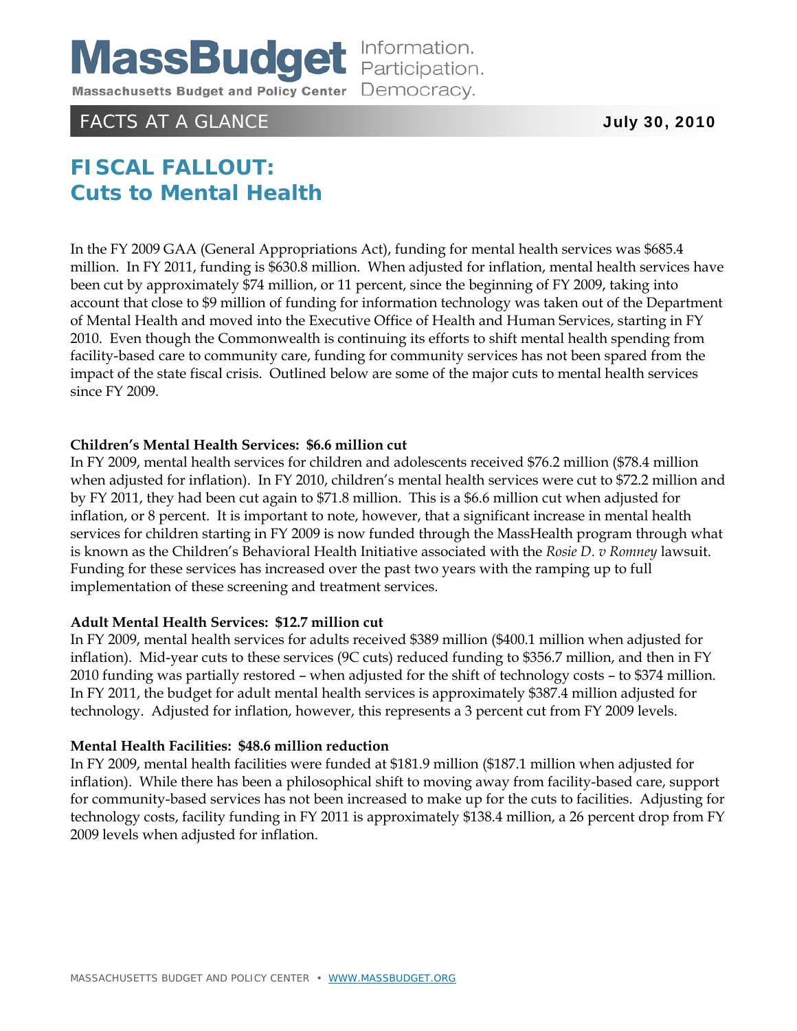# MassBudget

**Massachusetts Budget and Policy Center**

Information. Participation. Democracy.

FACTS AT A GLANCE **July 30, 2010**

## FISCAL FALLOUT: Cuts to Mental Health

In the FY 2009 GAA (General Appropriations Act), funding for mental health services was $685.4 million. In FY 2011, funding is $630.8 million. When adjusted for inflation, mental health services have been cut by approximately $74 million, or 11 percent, since the beginning of FY 2009, taking into account that close to $9 million of funding for information technology was taken out of the Department of Mental Health and moved into the Executive Office of Health and Human Services, starting in FY 2010. Even though the Commonwealth is continuing its efforts to shift mental health spending from facility-based care to community care, funding for community services has not been spared from the impact of the state fiscal crisis. Outlined below are some of the major cuts to mental health services since FY 2009.

**Children's Mental Health Services: $6.6 million cut**

In FY 2009, mental health services for children and adolescents received $76.2 million ($78.4 million when adjusted for inflation). In FY 2010, children's mental health services were cut to $72.2 million and by FY 2011, they had been cut again to $71.8 million. This is a $6.6 million cut when adjusted for inflation, or 8 percent. It is important to note, however, that a significant increase in mental health services for children starting in FY 2009 is now funded through the MassHealth program through what is known as the Children's Behavioral Health Initiative associated with the *Rosie D. v Romney* lawsuit. Funding for these services has increased over the past two years with the ramping up to full implementation of these screening and treatment services.

**Adult Mental Health Services: $12.7 million cut**

In FY 2009, mental health services for adults received $389 million ($400.1 million when adjusted for inflation). Mid-year cuts to these services (9C cuts) reduced funding to $356.7 million, and then in FY 2010 funding was partially restored – when adjusted for the shift of technology costs – to $374 million. In FY 2011, the budget for adult mental health services is approximately $387.4 million adjusted for technology. Adjusted for inflation, however, this represents a 3 percent cut from FY 2009 levels.

**Mental Health Facilities: $48.6 million reduction**

In FY 2009, mental health facilities were funded at $181.9 million ($187.1 million when adjusted for inflation). While there has been a philosophical shift to moving away from facility-based care, support for community-based services has not been increased to make up for the cuts to facilities. Adjusting for technology costs, facility funding in FY 2011 is approximately $138.4 million, a 26 percent drop from FY 2009 levels when adjusted for inflation.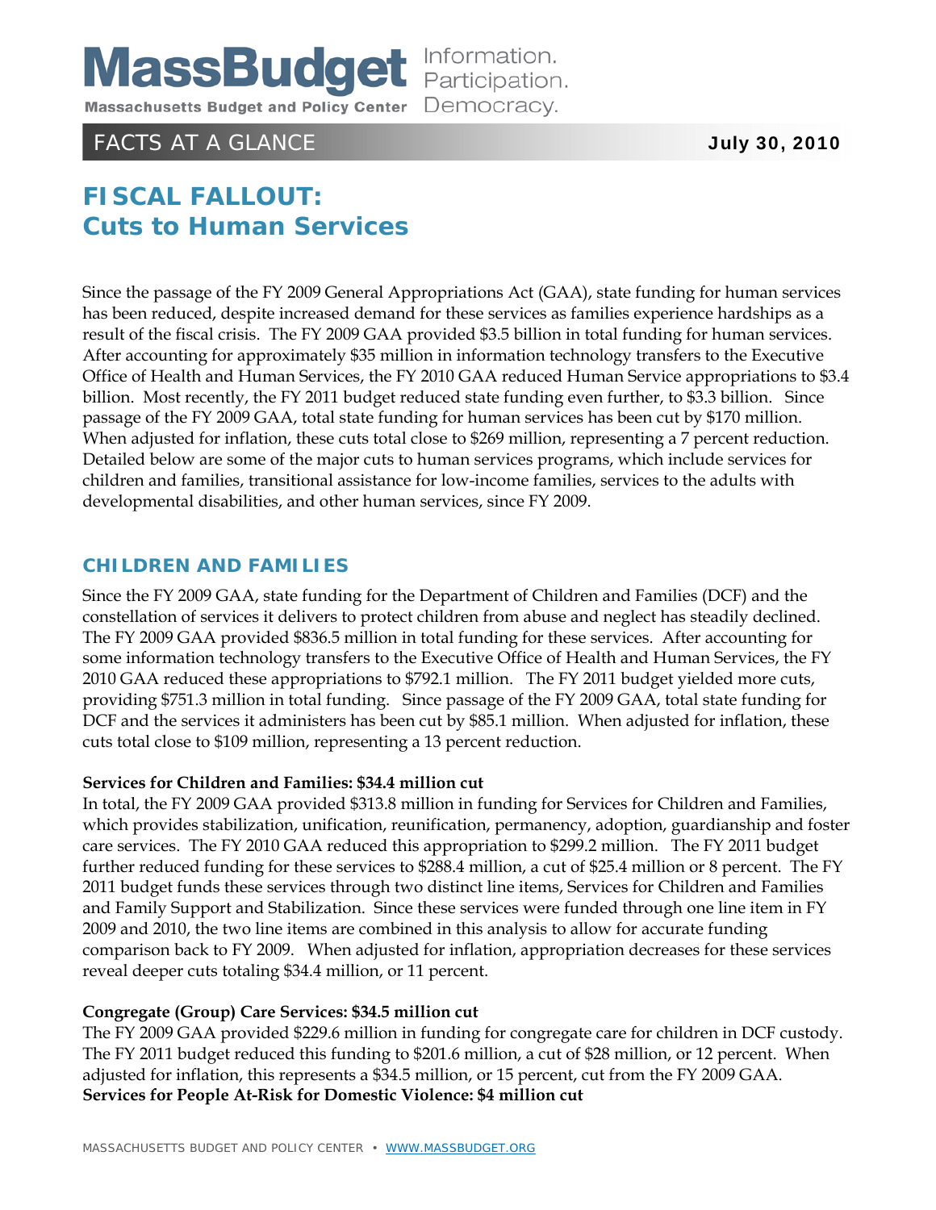MassBudget Information. Participation. Democracy.
Massachusetts Budget and Policy Center

FACTS AT A GLANCE **July 30, 2010**

# FISCAL FALLOUT: Cuts to Human Services

Since the passage of the FY 2009 General Appropriations Act (GAA), state funding for human services has been reduced, despite increased demand for these services as families experience hardships as a result of the fiscal crisis. The FY 2009 GAA provided $3.5 billion in total funding for human services. After accounting for approximately $35 million in information technology transfers to the Executive Office of Health and Human Services, the FY 2010 GAA reduced Human Service appropriations to $3.4 billion. Most recently, the FY 2011 budget reduced state funding even further, to $3.3 billion. Since passage of the FY 2009 GAA, total state funding for human services has been cut by $170 million. When adjusted for inflation, these cuts total close to $269 million, representing a 7 percent reduction. Detailed below are some of the major cuts to human services programs, which include services for children and families, transitional assistance for low-income families, services to the adults with developmental disabilities, and other human services, since FY 2009.

## CHILDREN AND FAMILIES

Since the FY 2009 GAA, state funding for the Department of Children and Families (DCF) and the constellation of services it delivers to protect children from abuse and neglect has steadily declined. The FY 2009 GAA provided $836.5 million in total funding for these services. After accounting for some information technology transfers to the Executive Office of Health and Human Services, the FY 2010 GAA reduced these appropriations to $792.1 million. The FY 2011 budget yielded more cuts, providing $751.3 million in total funding. Since passage of the FY 2009 GAA, total state funding for DCF and the services it administers has been cut by $85.1 million. When adjusted for inflation, these cuts total close to $109 million, representing a 13 percent reduction.

**Services for Children and Families: $34.4 million cut**

In total, the FY 2009 GAA provided $313.8 million in funding for Services for Children and Families, which provides stabilization, unification, reunification, permanency, adoption, guardianship and foster care services. The FY 2010 GAA reduced this appropriation to $299.2 million. The FY 2011 budget further reduced funding for these services to $288.4 million, a cut of $25.4 million or 8 percent. The FY 2011 budget funds these services through two distinct line items, Services for Children and Families and Family Support and Stabilization. Since these services were funded through one line item in FY 2009 and 2010, the two line items are combined in this analysis to allow for accurate funding comparison back to FY 2009. When adjusted for inflation, appropriation decreases for these services reveal deeper cuts totaling $34.4 million, or 11 percent.

**Congregate (Group) Care Services: $34.5 million cut**

The FY 2009 GAA provided $229.6 million in funding for congregate care for children in DCF custody. The FY 2011 budget reduced this funding to $201.6 million, a cut of $28 million, or 12 percent. When adjusted for inflation, this represents a $34.5 million, or 15 percent, cut from the FY 2009 GAA.

**Services for People At-Risk for Domestic Violence: $4 million cut**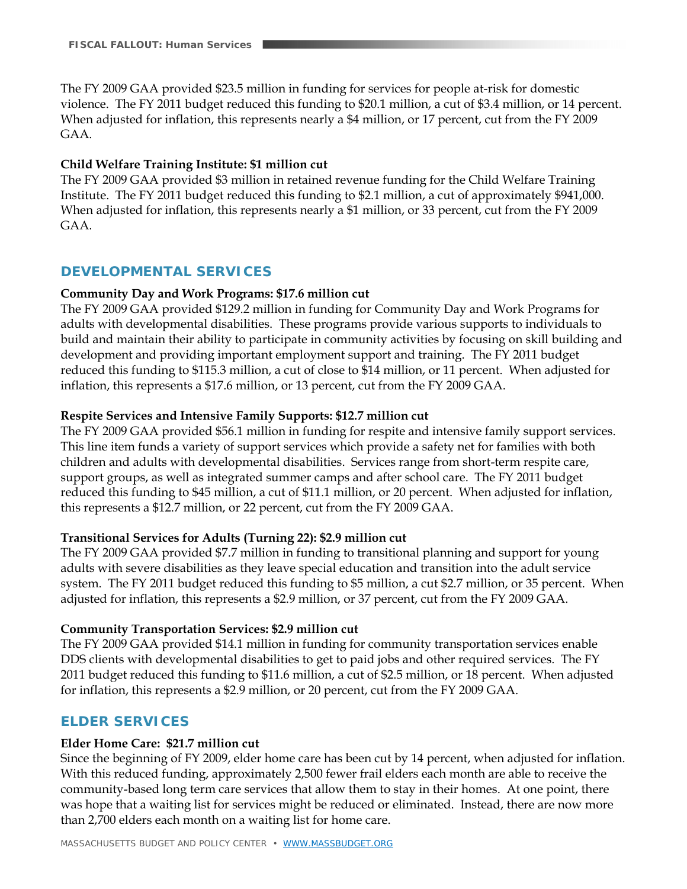The FY 2009 GAA provided $23.5 million in funding for services for people at-risk for domestic violence. The FY 2011 budget reduced this funding to $20.1 million, a cut of $3.4 million, or 14 percent. When adjusted for inflation, this represents nearly a $4 million, or 17 percent, cut from the FY 2009 GAA.

**Child Welfare Training Institute: $1 million cut**
The FY 2009 GAA provided $3 million in retained revenue funding for the Child Welfare Training Institute. The FY 2011 budget reduced this funding to $2.1 million, a cut of approximately $941,000. When adjusted for inflation, this represents nearly a $1 million, or 33 percent, cut from the FY 2009 GAA.

## DEVELOPMENTAL SERVICES

**Community Day and Work Programs: $17.6 million cut**
The FY 2009 GAA provided $129.2 million in funding for Community Day and Work Programs for adults with developmental disabilities. These programs provide various supports to individuals to build and maintain their ability to participate in community activities by focusing on skill building and development and providing important employment support and training. The FY 2011 budget reduced this funding to $115.3 million, a cut of close to $14 million, or 11 percent. When adjusted for inflation, this represents a $17.6 million, or 13 percent, cut from the FY 2009 GAA.

**Respite Services and Intensive Family Supports: $12.7 million cut**
The FY 2009 GAA provided $56.1 million in funding for respite and intensive family support services. This line item funds a variety of support services which provide a safety net for families with both children and adults with developmental disabilities. Services range from short-term respite care, support groups, as well as integrated summer camps and after school care. The FY 2011 budget reduced this funding to $45 million, a cut of $11.1 million, or 20 percent. When adjusted for inflation, this represents a $12.7 million, or 22 percent, cut from the FY 2009 GAA.

**Transitional Services for Adults (Turning 22): $2.9 million cut**
The FY 2009 GAA provided $7.7 million in funding to transitional planning and support for young adults with severe disabilities as they leave special education and transition into the adult service system. The FY 2011 budget reduced this funding to $5 million, a cut $2.7 million, or 35 percent. When adjusted for inflation, this represents a $2.9 million, or 37 percent, cut from the FY 2009 GAA.

**Community Transportation Services: $2.9 million cut**
The FY 2009 GAA provided $14.1 million in funding for community transportation services enable DDS clients with developmental disabilities to get to paid jobs and other required services. The FY 2011 budget reduced this funding to $11.6 million, a cut of $2.5 million, or 18 percent. When adjusted for inflation, this represents a $2.9 million, or 20 percent, cut from the FY 2009 GAA.

## ELDER SERVICES

**Elder Home Care: $21.7 million cut**
Since the beginning of FY 2009, elder home care has been cut by 14 percent, when adjusted for inflation. With this reduced funding, approximately 2,500 fewer frail elders each month are able to receive the community-based long term care services that allow them to stay in their homes. At one point, there was hope that a waiting list for services might be reduced or eliminated. Instead, there are now more than 2,700 elders each month on a waiting list for home care.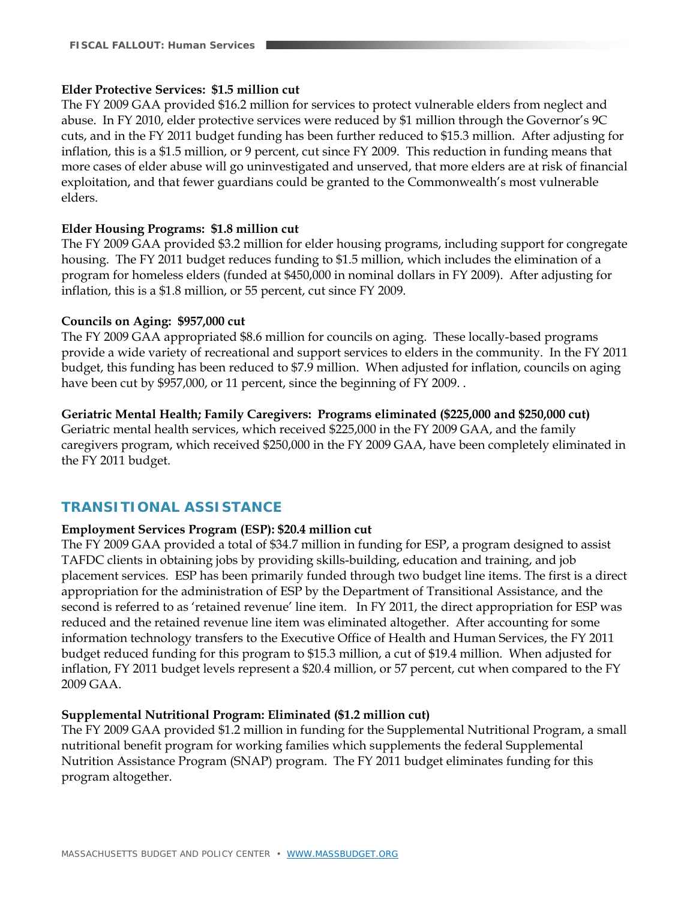**Elder Protective Services: $1.5 million cut**
The FY 2009 GAA provided $16.2 million for services to protect vulnerable elders from neglect and abuse. In FY 2010, elder protective services were reduced by $1 million through the Governor's 9C cuts, and in the FY 2011 budget funding has been further reduced to $15.3 million. After adjusting for inflation, this is a $1.5 million, or 9 percent, cut since FY 2009. This reduction in funding means that more cases of elder abuse will go uninvestigated and unserved, that more elders are at risk of financial exploitation, and that fewer guardians could be granted to the Commonwealth's most vulnerable elders.

**Elder Housing Programs: $1.8 million cut**
The FY 2009 GAA provided $3.2 million for elder housing programs, including support for congregate housing. The FY 2011 budget reduces funding to $1.5 million, which includes the elimination of a program for homeless elders (funded at $450,000 in nominal dollars in FY 2009). After adjusting for inflation, this is a $1.8 million, or 55 percent, cut since FY 2009.

**Councils on Aging: $957,000 cut**
The FY 2009 GAA appropriated $8.6 million for councils on aging. These locally-based programs provide a wide variety of recreational and support services to elders in the community. In the FY 2011 budget, this funding has been reduced to $7.9 million. When adjusted for inflation, councils on aging have been cut by $957,000, or 11 percent, since the beginning of FY 2009. .

**Geriatric Mental Health; Family Caregivers: Programs eliminated ($225,000 and $250,000 cut)**
Geriatric mental health services, which received $225,000 in the FY 2009 GAA, and the family caregivers program, which received $250,000 in the FY 2009 GAA, have been completely eliminated in the FY 2011 budget.

## TRANSITIONAL ASSISTANCE

**Employment Services Program (ESP): $20.4 million cut**
The FY 2009 GAA provided a total of $34.7 million in funding for ESP, a program designed to assist TAFDC clients in obtaining jobs by providing skills-building, education and training, and job placement services. ESP has been primarily funded through two budget line items. The first is a direct appropriation for the administration of ESP by the Department of Transitional Assistance, and the second is referred to as 'retained revenue' line item. In FY 2011, the direct appropriation for ESP was reduced and the retained revenue line item was eliminated altogether. After accounting for some information technology transfers to the Executive Office of Health and Human Services, the FY 2011 budget reduced funding for this program to $15.3 million, a cut of $19.4 million. When adjusted for inflation, FY 2011 budget levels represent a $20.4 million, or 57 percent, cut when compared to the FY 2009 GAA.

**Supplemental Nutritional Program: Eliminated ($1.2 million cut)**
The FY 2009 GAA provided $1.2 million in funding for the Supplemental Nutritional Program, a small nutritional benefit program for working families which supplements the federal Supplemental Nutrition Assistance Program (SNAP) program. The FY 2011 budget eliminates funding for this program altogether.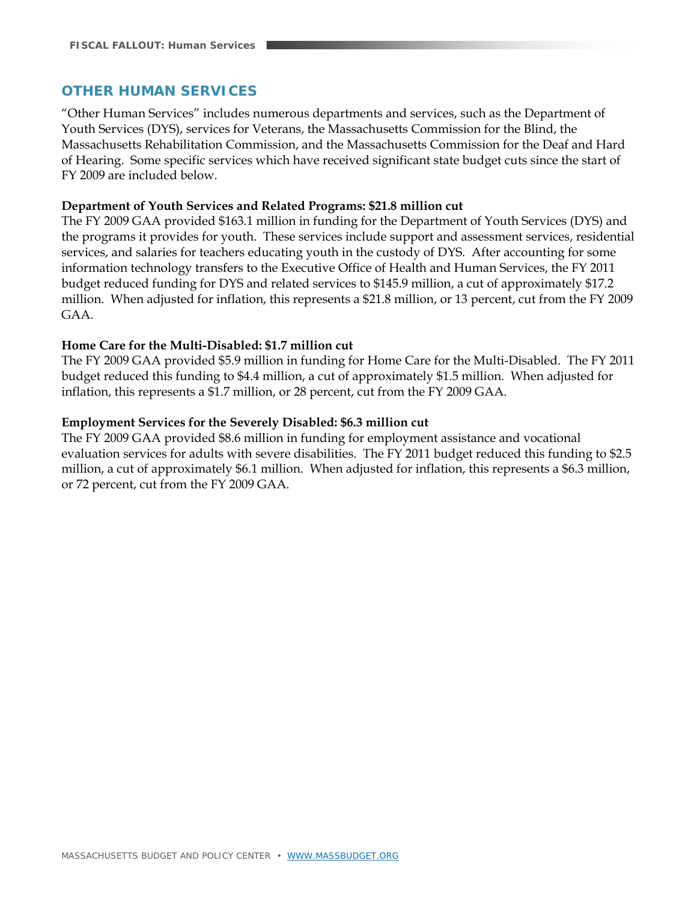## OTHER HUMAN SERVICES

"Other Human Services" includes numerous departments and services, such as the Department of Youth Services (DYS), services for Veterans, the Massachusetts Commission for the Blind, the Massachusetts Rehabilitation Commission, and the Massachusetts Commission for the Deaf and Hard of Hearing. Some specific services which have received significant state budget cuts since the start of FY 2009 are included below.

**Department of Youth Services and Related Programs: $21.8 million cut**

The FY 2009 GAA provided $163.1 million in funding for the Department of Youth Services (DYS) and the programs it provides for youth. These services include support and assessment services, residential services, and salaries for teachers educating youth in the custody of DYS. After accounting for some information technology transfers to the Executive Office of Health and Human Services, the FY 2011 budget reduced funding for DYS and related services to $145.9 million, a cut of approximately $17.2 million. When adjusted for inflation, this represents a $21.8 million, or 13 percent, cut from the FY 2009 GAA.

**Home Care for the Multi-Disabled: $1.7 million cut**

The FY 2009 GAA provided $5.9 million in funding for Home Care for the Multi-Disabled. The FY 2011 budget reduced this funding to $4.4 million, a cut of approximately $1.5 million. When adjusted for inflation, this represents a $1.7 million, or 28 percent, cut from the FY 2009 GAA.

**Employment Services for the Severely Disabled: $6.3 million cut**

The FY 2009 GAA provided $8.6 million in funding for employment assistance and vocational evaluation services for adults with severe disabilities. The FY 2011 budget reduced this funding to $2.5 million, a cut of approximately $6.1 million. When adjusted for inflation, this represents a $6.3 million, or 72 percent, cut from the FY 2009 GAA.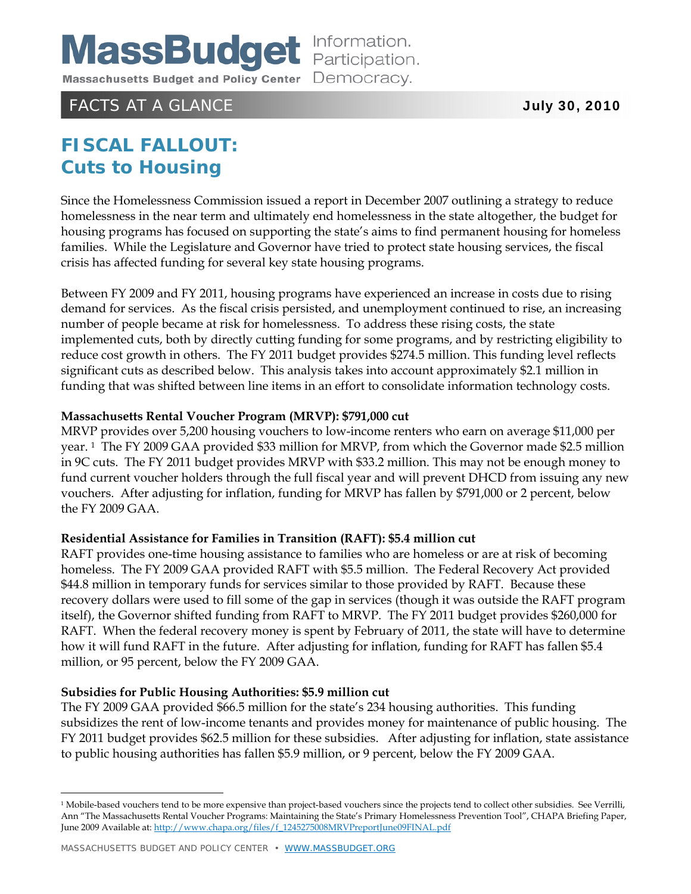FACTS AT A GLANCE

July 30, 2010

# FISCAL FALLOUT: Cuts to Housing

Since the Homelessness Commission issued a report in December 2007 outlining a strategy to reduce homelessness in the near term and ultimately end homelessness in the state altogether, the budget for housing programs has focused on supporting the state's aims to find permanent housing for homeless families. While the Legislature and Governor have tried to protect state housing services, the fiscal crisis has affected funding for several key state housing programs.

Between FY 2009 and FY 2011, housing programs have experienced an increase in costs due to rising demand for services. As the fiscal crisis persisted, and unemployment continued to rise, an increasing number of people became at risk for homelessness. To address these rising costs, the state implemented cuts, both by directly cutting funding for some programs, and by restricting eligibility to reduce cost growth in others. The FY 2011 budget provides $274.5 million. This funding level reflects significant cuts as described below. This analysis takes into account approximately $2.1 million in funding that was shifted between line items in an effort to consolidate information technology costs.

**Massachusetts Rental Voucher Program (MRVP): $791,000 cut**

MRVP provides over 5,200 housing vouchers to low-income renters who earn on average $11,000 per year. [1] The FY 2009 GAA provided $33 million for MRVP, from which the Governor made $2.5 million in 9C cuts. The FY 2011 budget provides MRVP with $33.2 million. This may not be enough money to fund current voucher holders through the full fiscal year and will prevent DHCD from issuing any new vouchers. After adjusting for inflation, funding for MRVP has fallen by $791,000 or 2 percent, below the FY 2009 GAA.

**Residential Assistance for Families in Transition (RAFT): $5.4 million cut**

RAFT provides one-time housing assistance to families who are homeless or are at risk of becoming homeless. The FY 2009 GAA provided RAFT with $5.5 million. The Federal Recovery Act provided $44.8 million in temporary funds for services similar to those provided by RAFT. Because these recovery dollars were used to fill some of the gap in services (though it was outside the RAFT program itself), the Governor shifted funding from RAFT to MRVP. The FY 2011 budget provides $260,000 for RAFT. When the federal recovery money is spent by February of 2011, the state will have to determine how it will fund RAFT in the future. After adjusting for inflation, funding for RAFT has fallen $5.4 million, or 95 percent, below the FY 2009 GAA.

**Subsidies for Public Housing Authorities: $5.9 million cut**

The FY 2009 GAA provided $66.5 million for the state's 234 housing authorities. This funding subsidizes the rent of low-income tenants and provides money for maintenance of public housing. The FY 2011 budget provides $62.5 million for these subsidies. After adjusting for inflation, state assistance to public housing authorities has fallen $5.9 million, or 9 percent, below the FY 2009 GAA.

---

[1] Mobile-based vouchers tend to be more expensive than project-based vouchers since the projects tend to collect other subsidies. See Verrilli, Ann "The Massachusetts Rental Voucher Programs: Maintaining the State's Primary Homelessness Prevention Tool", CHAPA Briefing Paper, June 2009 Available at: http://www.chapa.org/files/f_1245275008MRVPreportJune09FINAL.pdf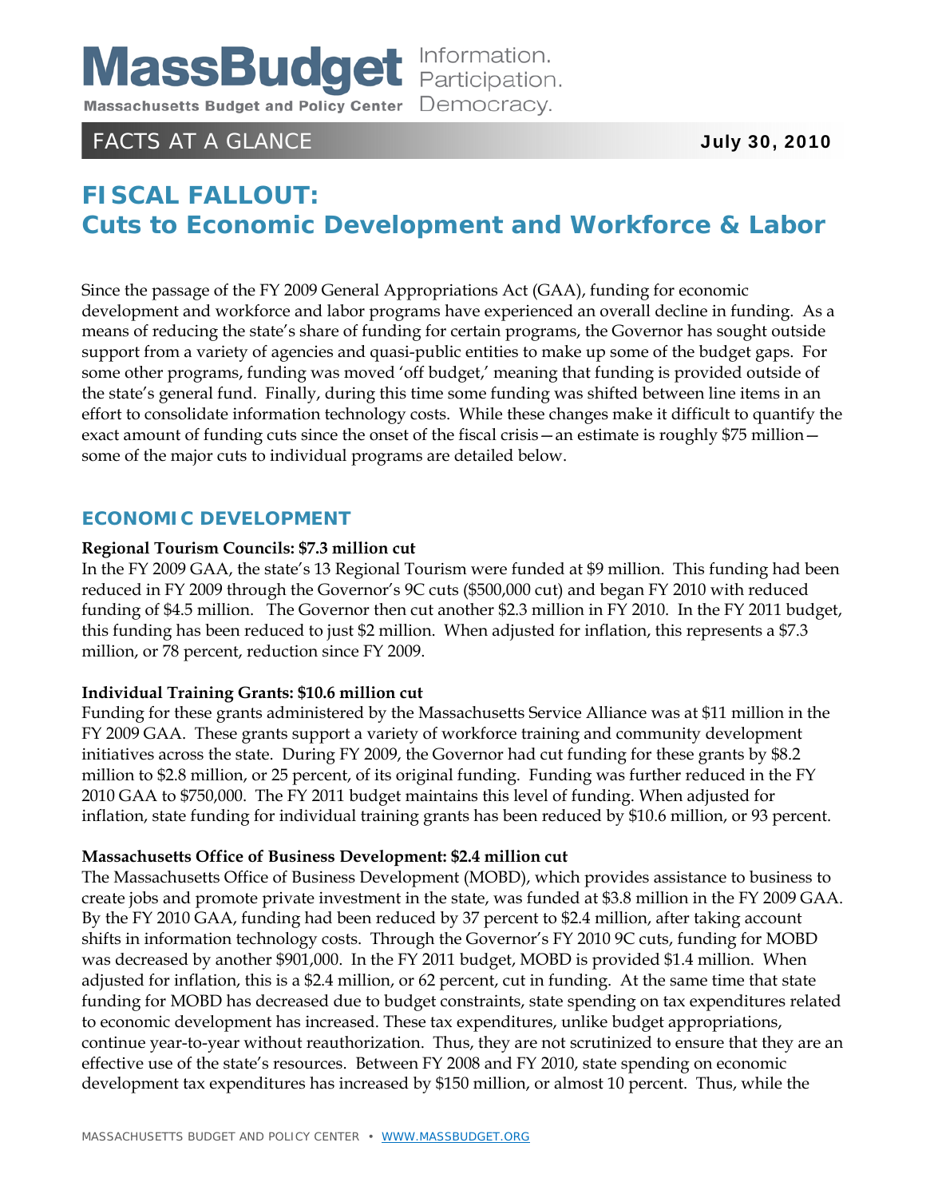**MassBudget** Information. Participation. Democracy.

**Massachusetts Budget and Policy Center**

FACTS AT A GLANCE **July 30, 2010**

# FISCAL FALLOUT: Cuts to Economic Development and Workforce & Labor

Since the passage of the FY 2009 General Appropriations Act (GAA), funding for economic development and workforce and labor programs have experienced an overall decline in funding. As a means of reducing the state's share of funding for certain programs, the Governor has sought outside support from a variety of agencies and quasi-public entities to make up some of the budget gaps. For some other programs, funding was moved 'off budget,' meaning that funding is provided outside of the state's general fund. Finally, during this time some funding was shifted between line items in an effort to consolidate information technology costs. While these changes make it difficult to quantify the exact amount of funding cuts since the onset of the fiscal crisis—an estimate is roughly $75 million—some of the major cuts to individual programs are detailed below.

## ECONOMIC DEVELOPMENT

**Regional Tourism Councils: $7.3 million cut**

In the FY 2009 GAA, the state's 13 Regional Tourism were funded at $9 million. This funding had been reduced in FY 2009 through the Governor's 9C cuts ($500,000 cut) and began FY 2010 with reduced funding of $4.5 million. The Governor then cut another $2.3 million in FY 2010. In the FY 2011 budget, this funding has been reduced to just $2 million. When adjusted for inflation, this represents a $7.3 million, or 78 percent, reduction since FY 2009.

**Individual Training Grants: $10.6 million cut**

Funding for these grants administered by the Massachusetts Service Alliance was at $11 million in the FY 2009 GAA. These grants support a variety of workforce training and community development initiatives across the state. During FY 2009, the Governor had cut funding for these grants by $8.2 million to $2.8 million, or 25 percent, of its original funding. Funding was further reduced in the FY 2010 GAA to $750,000. The FY 2011 budget maintains this level of funding. When adjusted for inflation, state funding for individual training grants has been reduced by $10.6 million, or 93 percent.

**Massachusetts Office of Business Development: $2.4 million cut**

The Massachusetts Office of Business Development (MOBD), which provides assistance to business to create jobs and promote private investment in the state, was funded at $3.8 million in the FY 2009 GAA. By the FY 2010 GAA, funding had been reduced by 37 percent to $2.4 million, after taking account shifts in information technology costs. Through the Governor's FY 2010 9C cuts, funding for MOBD was decreased by another $901,000. In the FY 2011 budget, MOBD is provided $1.4 million. When adjusted for inflation, this is a $2.4 million, or 62 percent, cut in funding. At the same time that state funding for MOBD has decreased due to budget constraints, state spending on tax expenditures related to economic development has increased. These tax expenditures, unlike budget appropriations, continue year-to-year without reauthorization. Thus, they are not scrutinized to ensure that they are an effective use of the state's resources. Between FY 2008 and FY 2010, state spending on economic development tax expenditures has increased by $150 million, or almost 10 percent. Thus, while the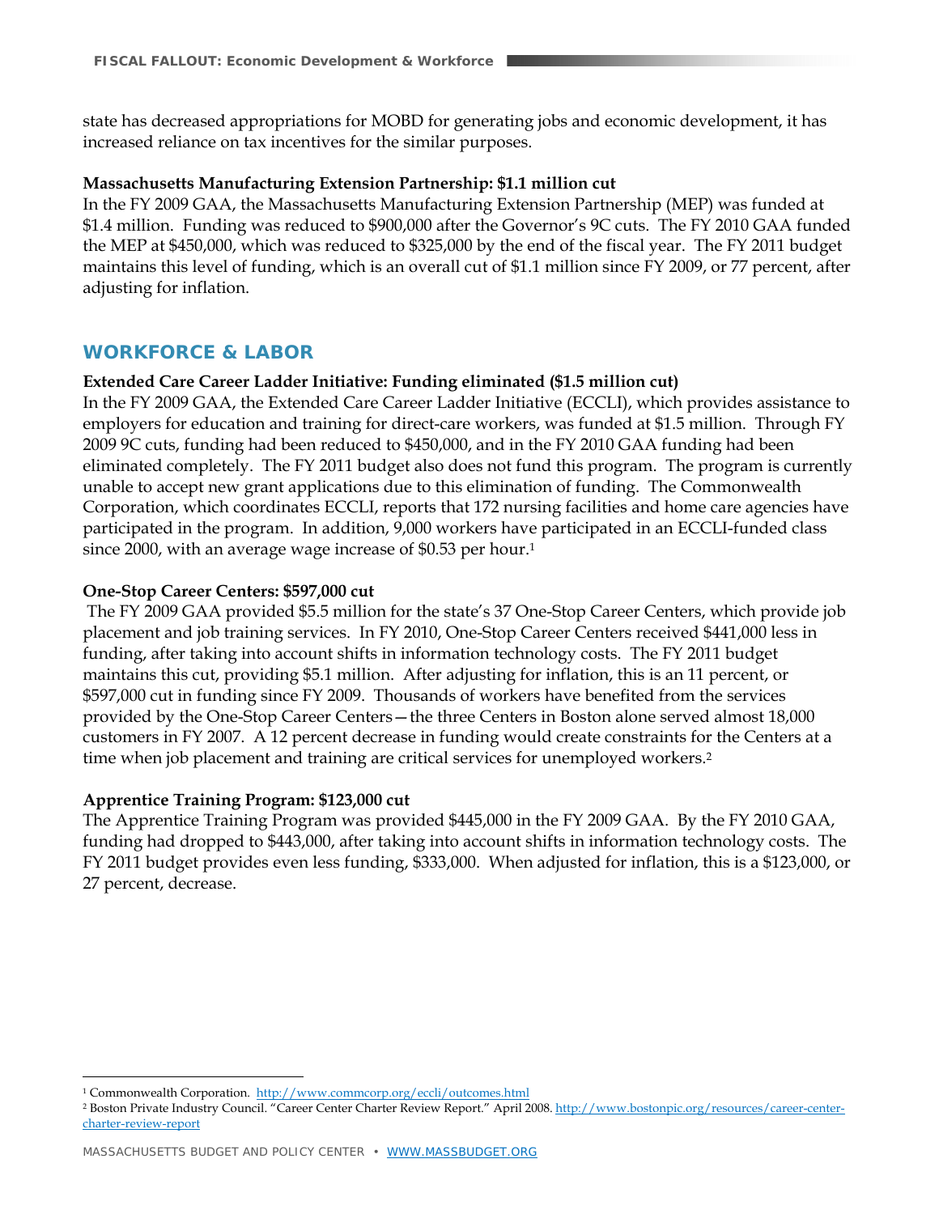state has decreased appropriations for MOBD for generating jobs and economic development, it has increased reliance on tax incentives for the similar purposes.

**Massachusetts Manufacturing Extension Partnership: $1.1 million cut**

In the FY 2009 GAA, the Massachusetts Manufacturing Extension Partnership (MEP) was funded at $1.4 million. Funding was reduced to $900,000 after the Governor's 9C cuts. The FY 2010 GAA funded the MEP at $450,000, which was reduced to $325,000 by the end of the fiscal year. The FY 2011 budget maintains this level of funding, which is an overall cut of $1.1 million since FY 2009, or 77 percent, after adjusting for inflation.

## WORKFORCE & LABOR

**Extended Care Career Ladder Initiative: Funding eliminated ($1.5 million cut)**

In the FY 2009 GAA, the Extended Care Career Ladder Initiative (ECCLI), which provides assistance to employers for education and training for direct-care workers, was funded at $1.5 million. Through FY 2009 9C cuts, funding had been reduced to $450,000, and in the FY 2010 GAA funding had been eliminated completely. The FY 2011 budget also does not fund this program. The program is currently unable to accept new grant applications due to this elimination of funding. The Commonwealth Corporation, which coordinates ECCLI, reports that 172 nursing facilities and home care agencies have participated in the program. In addition, 9,000 workers have participated in an ECCLI-funded class since 2000, with an average wage increase of $0.53 per hour.[1]

**One-Stop Career Centers: $597,000 cut**

The FY 2009 GAA provided $5.5 million for the state's 37 One-Stop Career Centers, which provide job placement and job training services. In FY 2010, One-Stop Career Centers received $441,000 less in funding, after taking into account shifts in information technology costs. The FY 2011 budget maintains this cut, providing $5.1 million. After adjusting for inflation, this is an 11 percent, or $597,000 cut in funding since FY 2009. Thousands of workers have benefited from the services provided by the One-Stop Career Centers—the three Centers in Boston alone served almost 18,000 customers in FY 2007. A 12 percent decrease in funding would create constraints for the Centers at a time when job placement and training are critical services for unemployed workers.[2]

**Apprentice Training Program: $123,000 cut**

The Apprentice Training Program was provided $445,000 in the FY 2009 GAA. By the FY 2010 GAA, funding had dropped to $443,000, after taking into account shifts in information technology costs. The FY 2011 budget provides even less funding, $333,000. When adjusted for inflation, this is a $123,000, or 27 percent, decrease.

---

[1] Commonwealth Corporation. http://www.commcorp.org/eccli/outcomes.html

[2] Boston Private Industry Council. "Career Center Charter Review Report." April 2008. http://www.bostonpic.org/resources/career-center-charter-review-report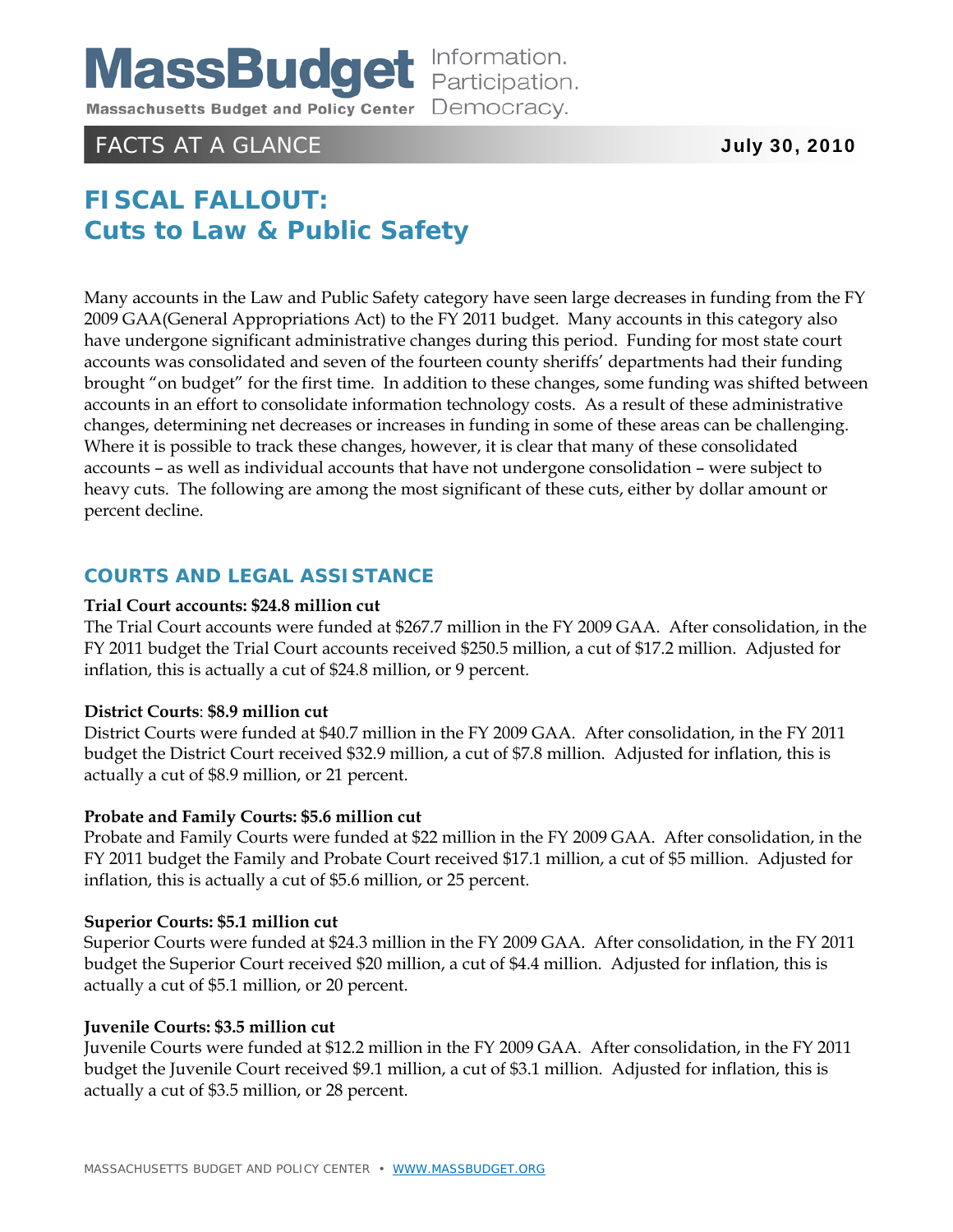# MassBudget

Massachusetts Budget and Policy Center

Information. Participation. Democracy.

FACTS AT A GLANCE **July 30, 2010**

# FISCAL FALLOUT: Cuts to Law & Public Safety

Many accounts in the Law and Public Safety category have seen large decreases in funding from the FY 2009 GAA(General Appropriations Act) to the FY 2011 budget. Many accounts in this category also have undergone significant administrative changes during this period. Funding for most state court accounts was consolidated and seven of the fourteen county sheriffs' departments had their funding brought "on budget" for the first time. In addition to these changes, some funding was shifted between accounts in an effort to consolidate information technology costs. As a result of these administrative changes, determining net decreases or increases in funding in some of these areas can be challenging. Where it is possible to track these changes, however, it is clear that many of these consolidated accounts – as well as individual accounts that have not undergone consolidation – were subject to heavy cuts. The following are among the most significant of these cuts, either by dollar amount or percent decline.

## COURTS AND LEGAL ASSISTANCE

**Trial Court accounts: $24.8 million cut**
The Trial Court accounts were funded at $267.7 million in the FY 2009 GAA. After consolidation, in the FY 2011 budget the Trial Court accounts received $250.5 million, a cut of $17.2 million. Adjusted for inflation, this is actually a cut of $24.8 million, or 9 percent.

**District Courts**: **$8.9 million cut**
District Courts were funded at $40.7 million in the FY 2009 GAA. After consolidation, in the FY 2011 budget the District Court received $32.9 million, a cut of $7.8 million. Adjusted for inflation, this is actually a cut of $8.9 million, or 21 percent.

**Probate and Family Courts: $5.6 million cut**
Probate and Family Courts were funded at $22 million in the FY 2009 GAA. After consolidation, in the FY 2011 budget the Family and Probate Court received $17.1 million, a cut of $5 million. Adjusted for inflation, this is actually a cut of $5.6 million, or 25 percent.

**Superior Courts: $5.1 million cut**
Superior Courts were funded at $24.3 million in the FY 2009 GAA. After consolidation, in the FY 2011 budget the Superior Court received $20 million, a cut of $4.4 million. Adjusted for inflation, this is actually a cut of $5.1 million, or 20 percent.

**Juvenile Courts: $3.5 million cut**
Juvenile Courts were funded at $12.2 million in the FY 2009 GAA. After consolidation, in the FY 2011 budget the Juvenile Court received $9.1 million, a cut of $3.1 million. Adjusted for inflation, this is actually a cut of $3.5 million, or 28 percent.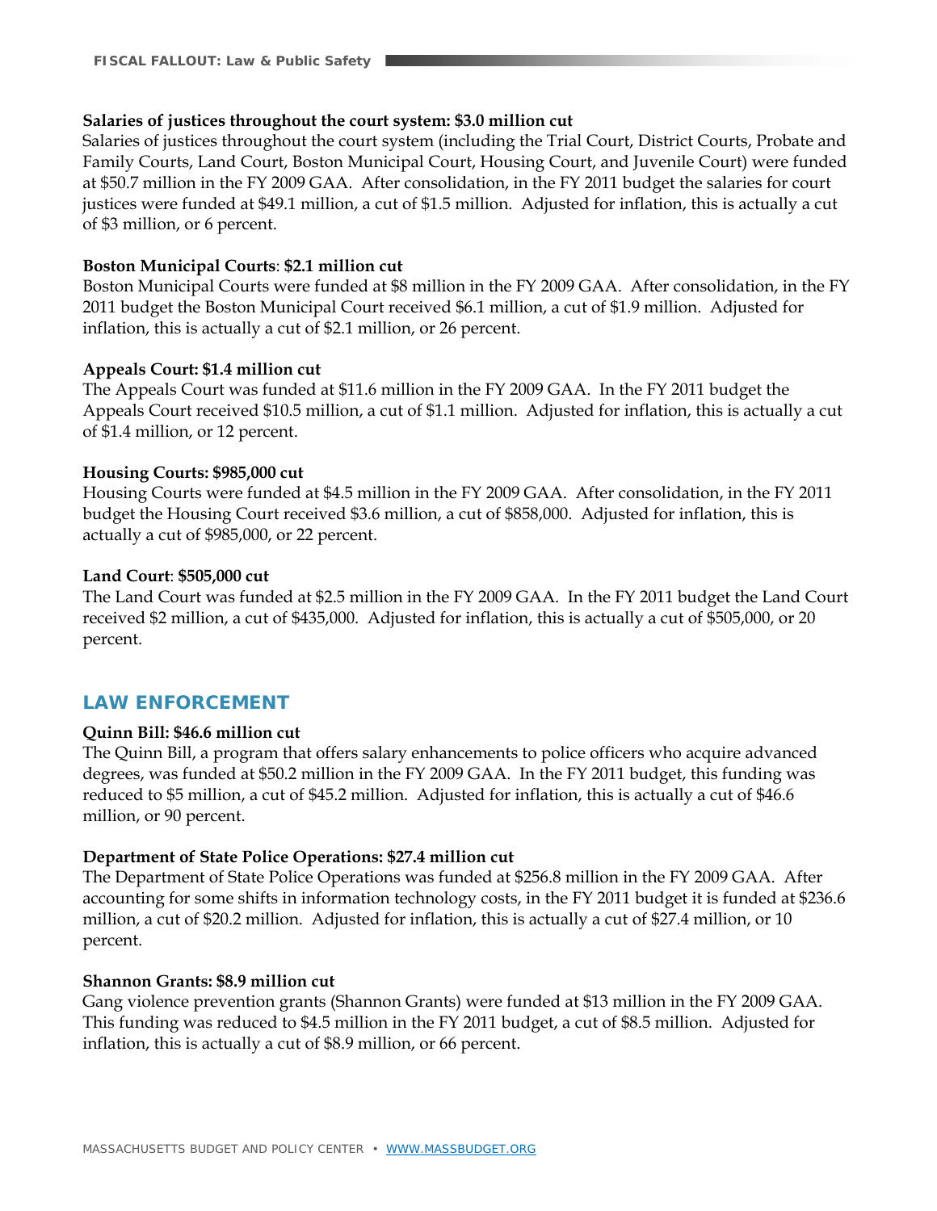**Salaries of justices throughout the court system: $3.0 million cut**

Salaries of justices throughout the court system (including the Trial Court, District Courts, Probate and Family Courts, Land Court, Boston Municipal Court, Housing Court, and Juvenile Court) were funded at $50.7 million in the FY 2009 GAA. After consolidation, in the FY 2011 budget the salaries for court justices were funded at $49.1 million, a cut of $1.5 million. Adjusted for inflation, this is actually a cut of $3 million, or 6 percent.

**Boston Municipal Courts**: **$2.1 million cut**

Boston Municipal Courts were funded at $8 million in the FY 2009 GAA. After consolidation, in the FY 2011 budget the Boston Municipal Court received $6.1 million, a cut of $1.9 million. Adjusted for inflation, this is actually a cut of $2.1 million, or 26 percent.

**Appeals Court: $1.4 million cut**

The Appeals Court was funded at $11.6 million in the FY 2009 GAA. In the FY 2011 budget the Appeals Court received $10.5 million, a cut of $1.1 million. Adjusted for inflation, this is actually a cut of $1.4 million, or 12 percent.

**Housing Courts: $985,000 cut**

Housing Courts were funded at $4.5 million in the FY 2009 GAA. After consolidation, in the FY 2011 budget the Housing Court received $3.6 million, a cut of $858,000. Adjusted for inflation, this is actually a cut of $985,000, or 22 percent.

**Land Court**: **$505,000 cut**

The Land Court was funded at $2.5 million in the FY 2009 GAA. In the FY 2011 budget the Land Court received $2 million, a cut of $435,000. Adjusted for inflation, this is actually a cut of $505,000, or 20 percent.

## LAW ENFORCEMENT

**Quinn Bill: $46.6 million cut**

The Quinn Bill, a program that offers salary enhancements to police officers who acquire advanced degrees, was funded at $50.2 million in the FY 2009 GAA. In the FY 2011 budget, this funding was reduced to $5 million, a cut of $45.2 million. Adjusted for inflation, this is actually a cut of $46.6 million, or 90 percent.

**Department of State Police Operations: $27.4 million cut**

The Department of State Police Operations was funded at $256.8 million in the FY 2009 GAA. After accounting for some shifts in information technology costs, in the FY 2011 budget it is funded at $236.6 million, a cut of $20.2 million. Adjusted for inflation, this is actually a cut of $27.4 million, or 10 percent.

**Shannon Grants: $8.9 million cut**

Gang violence prevention grants (Shannon Grants) were funded at $13 million in the FY 2009 GAA. This funding was reduced to $4.5 million in the FY 2011 budget, a cut of $8.5 million. Adjusted for inflation, this is actually a cut of $8.9 million, or 66 percent.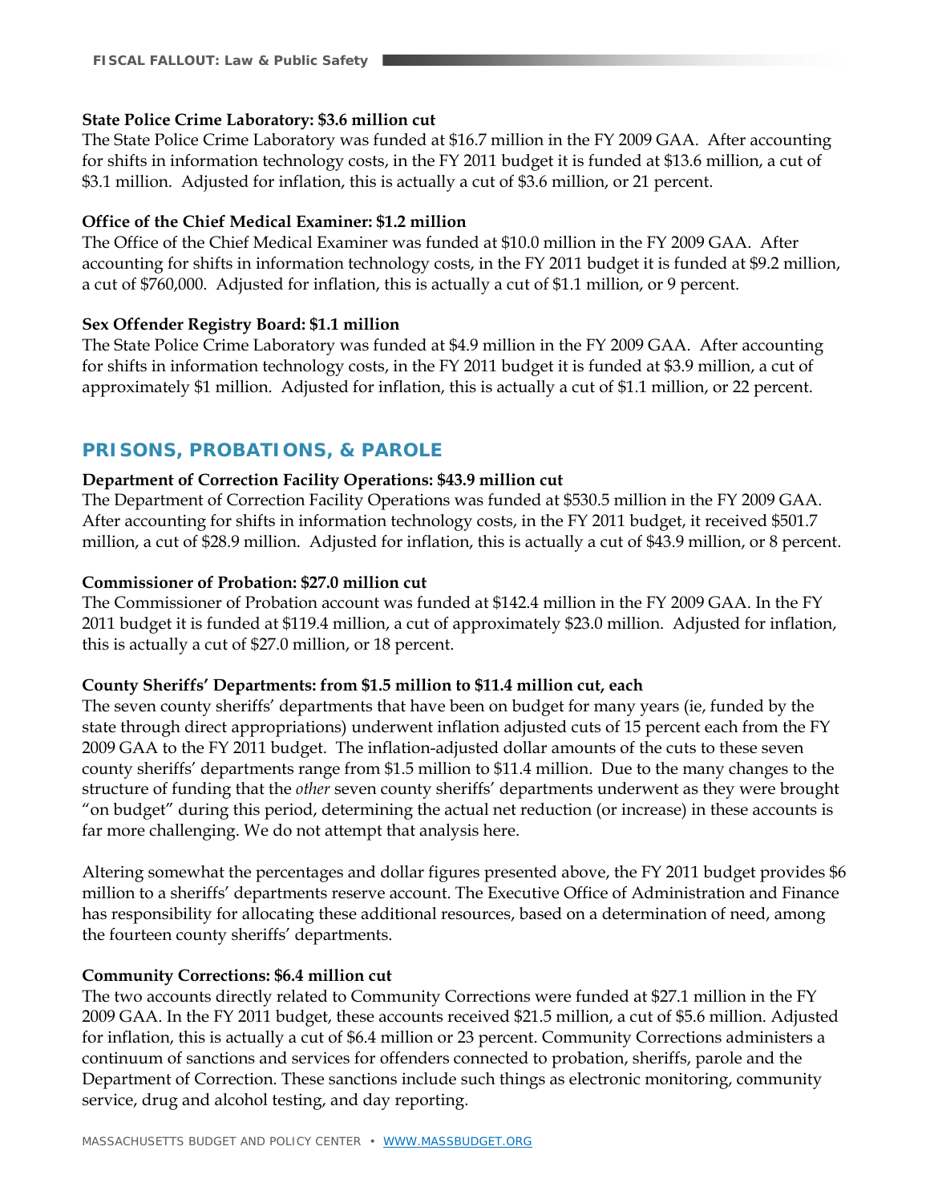**State Police Crime Laboratory: $3.6 million cut**

The State Police Crime Laboratory was funded at $16.7 million in the FY 2009 GAA. After accounting for shifts in information technology costs, in the FY 2011 budget it is funded at $13.6 million, a cut of $3.1 million. Adjusted for inflation, this is actually a cut of $3.6 million, or 21 percent.

**Office of the Chief Medical Examiner: $1.2 million**

The Office of the Chief Medical Examiner was funded at $10.0 million in the FY 2009 GAA. After accounting for shifts in information technology costs, in the FY 2011 budget it is funded at $9.2 million, a cut of $760,000. Adjusted for inflation, this is actually a cut of $1.1 million, or 9 percent.

**Sex Offender Registry Board: $1.1 million**

The State Police Crime Laboratory was funded at $4.9 million in the FY 2009 GAA. After accounting for shifts in information technology costs, in the FY 2011 budget it is funded at $3.9 million, a cut of approximately $1 million. Adjusted for inflation, this is actually a cut of $1.1 million, or 22 percent.

## PRISONS, PROBATIONS, & PAROLE

**Department of Correction Facility Operations: $43.9 million cut**

The Department of Correction Facility Operations was funded at $530.5 million in the FY 2009 GAA. After accounting for shifts in information technology costs, in the FY 2011 budget, it received $501.7 million, a cut of $28.9 million. Adjusted for inflation, this is actually a cut of $43.9 million, or 8 percent.

**Commissioner of Probation: $27.0 million cut**

The Commissioner of Probation account was funded at $142.4 million in the FY 2009 GAA. In the FY 2011 budget it is funded at $119.4 million, a cut of approximately $23.0 million. Adjusted for inflation, this is actually a cut of $27.0 million, or 18 percent.

**County Sheriffs' Departments: from $1.5 million to $11.4 million cut, each**

The seven county sheriffs' departments that have been on budget for many years (ie, funded by the state through direct appropriations) underwent inflation adjusted cuts of 15 percent each from the FY 2009 GAA to the FY 2011 budget. The inflation-adjusted dollar amounts of the cuts to these seven county sheriffs' departments range from $1.5 million to $11.4 million. Due to the many changes to the structure of funding that the *other* seven county sheriffs' departments underwent as they were brought "on budget" during this period, determining the actual net reduction (or increase) in these accounts is far more challenging. We do not attempt that analysis here.

Altering somewhat the percentages and dollar figures presented above, the FY 2011 budget provides $6 million to a sheriffs' departments reserve account. The Executive Office of Administration and Finance has responsibility for allocating these additional resources, based on a determination of need, among the fourteen county sheriffs' departments.

**Community Corrections: $6.4 million cut**

The two accounts directly related to Community Corrections were funded at $27.1 million in the FY 2009 GAA. In the FY 2011 budget, these accounts received $21.5 million, a cut of $5.6 million. Adjusted for inflation, this is actually a cut of $6.4 million or 23 percent. Community Corrections administers a continuum of sanctions and services for offenders connected to probation, sheriffs, parole and the Department of Correction. These sanctions include such things as electronic monitoring, community service, drug and alcohol testing, and day reporting.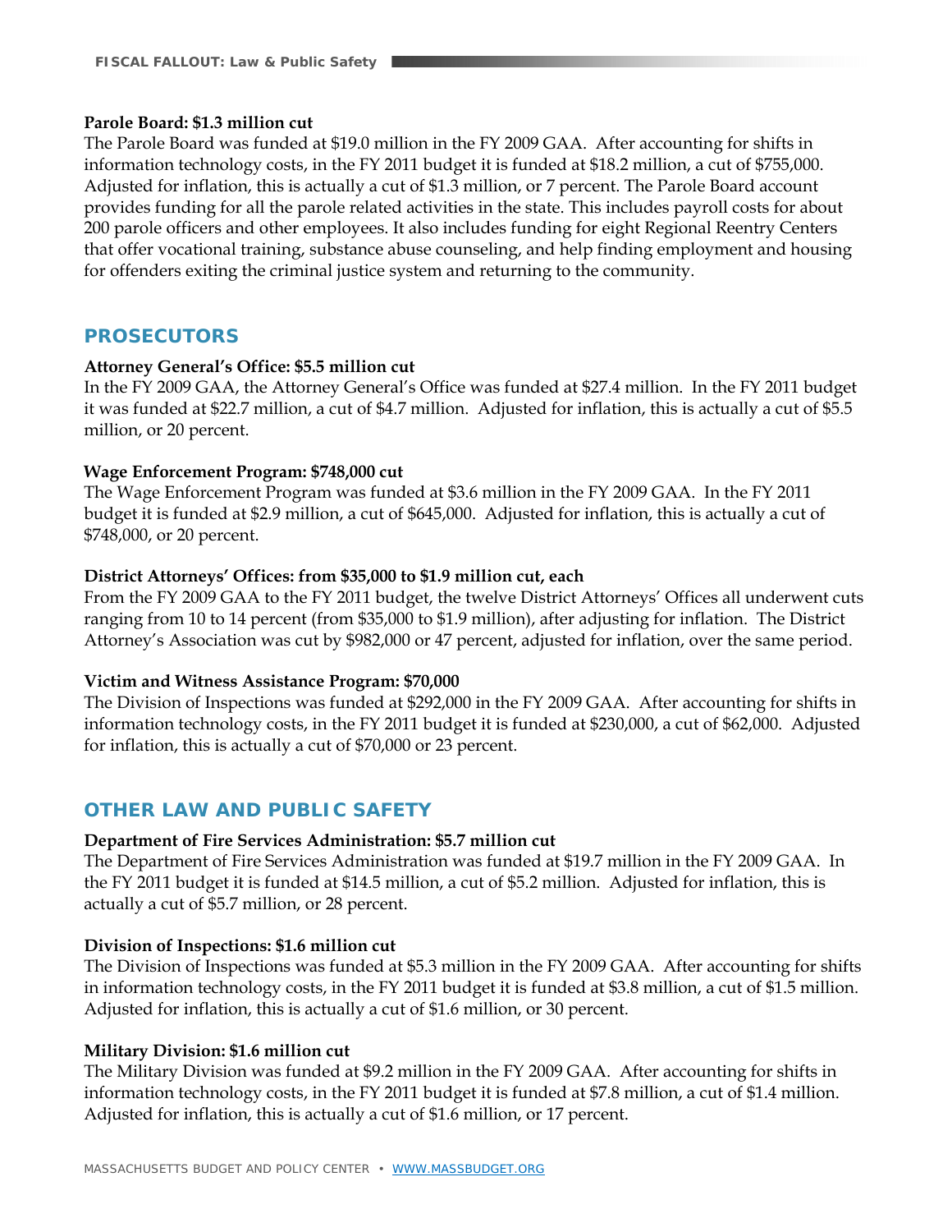**Parole Board: $1.3 million cut**

The Parole Board was funded at $19.0 million in the FY 2009 GAA. After accounting for shifts in information technology costs, in the FY 2011 budget it is funded at $18.2 million, a cut of $755,000. Adjusted for inflation, this is actually a cut of $1.3 million, or 7 percent. The Parole Board account provides funding for all the parole related activities in the state. This includes payroll costs for about 200 parole officers and other employees. It also includes funding for eight Regional Reentry Centers that offer vocational training, substance abuse counseling, and help finding employment and housing for offenders exiting the criminal justice system and returning to the community.

## PROSECUTORS

**Attorney General's Office: $5.5 million cut**

In the FY 2009 GAA, the Attorney General's Office was funded at $27.4 million. In the FY 2011 budget it was funded at $22.7 million, a cut of $4.7 million. Adjusted for inflation, this is actually a cut of $5.5 million, or 20 percent.

**Wage Enforcement Program: $748,000 cut**

The Wage Enforcement Program was funded at $3.6 million in the FY 2009 GAA. In the FY 2011 budget it is funded at $2.9 million, a cut of $645,000. Adjusted for inflation, this is actually a cut of $748,000, or 20 percent.

**District Attorneys' Offices: from $35,000 to $1.9 million cut, each**

From the FY 2009 GAA to the FY 2011 budget, the twelve District Attorneys' Offices all underwent cuts ranging from 10 to 14 percent (from $35,000 to $1.9 million), after adjusting for inflation. The District Attorney's Association was cut by $982,000 or 47 percent, adjusted for inflation, over the same period.

**Victim and Witness Assistance Program: $70,000**

The Division of Inspections was funded at $292,000 in the FY 2009 GAA. After accounting for shifts in information technology costs, in the FY 2011 budget it is funded at $230,000, a cut of $62,000. Adjusted for inflation, this is actually a cut of $70,000 or 23 percent.

## OTHER LAW AND PUBLIC SAFETY

**Department of Fire Services Administration: $5.7 million cut**

The Department of Fire Services Administration was funded at $19.7 million in the FY 2009 GAA. In the FY 2011 budget it is funded at $14.5 million, a cut of $5.2 million. Adjusted for inflation, this is actually a cut of $5.7 million, or 28 percent.

**Division of Inspections: $1.6 million cut**

The Division of Inspections was funded at $5.3 million in the FY 2009 GAA. After accounting for shifts in information technology costs, in the FY 2011 budget it is funded at $3.8 million, a cut of $1.5 million. Adjusted for inflation, this is actually a cut of $1.6 million, or 30 percent.

**Military Division: $1.6 million cut**

The Military Division was funded at $9.2 million in the FY 2009 GAA. After accounting for shifts in information technology costs, in the FY 2011 budget it is funded at $7.8 million, a cut of $1.4 million. Adjusted for inflation, this is actually a cut of $1.6 million, or 17 percent.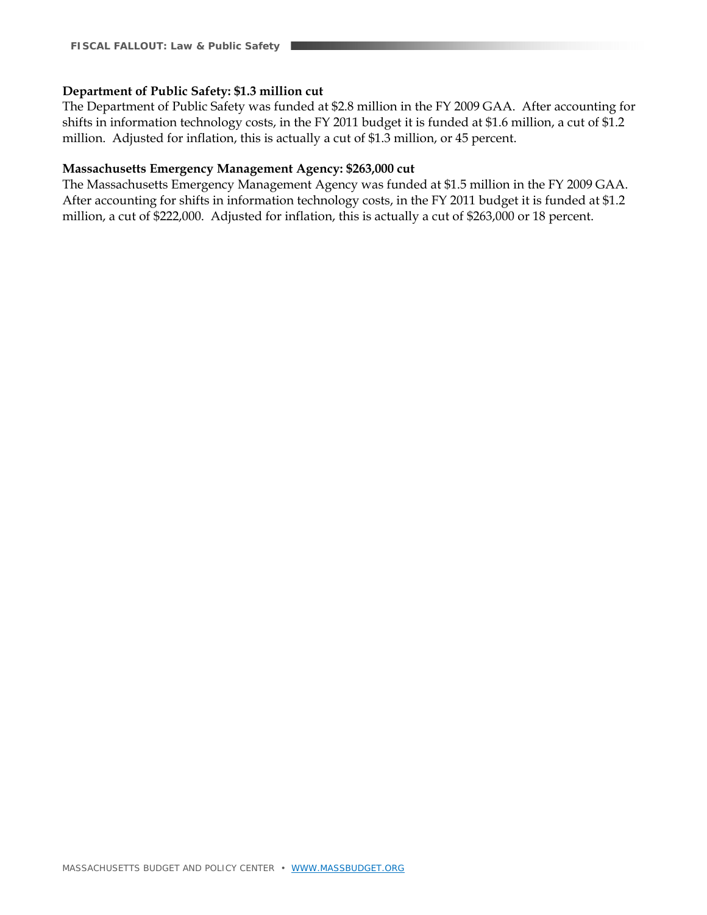**Department of Public Safety: $1.3 million cut**

The Department of Public Safety was funded at $2.8 million in the FY 2009 GAA. After accounting for shifts in information technology costs, in the FY 2011 budget it is funded at $1.6 million, a cut of $1.2 million. Adjusted for inflation, this is actually a cut of $1.3 million, or 45 percent.

**Massachusetts Emergency Management Agency: $263,000 cut**

The Massachusetts Emergency Management Agency was funded at $1.5 million in the FY 2009 GAA. After accounting for shifts in information technology costs, in the FY 2011 budget it is funded at $1.2 million, a cut of $222,000. Adjusted for inflation, this is actually a cut of $263,000 or 18 percent.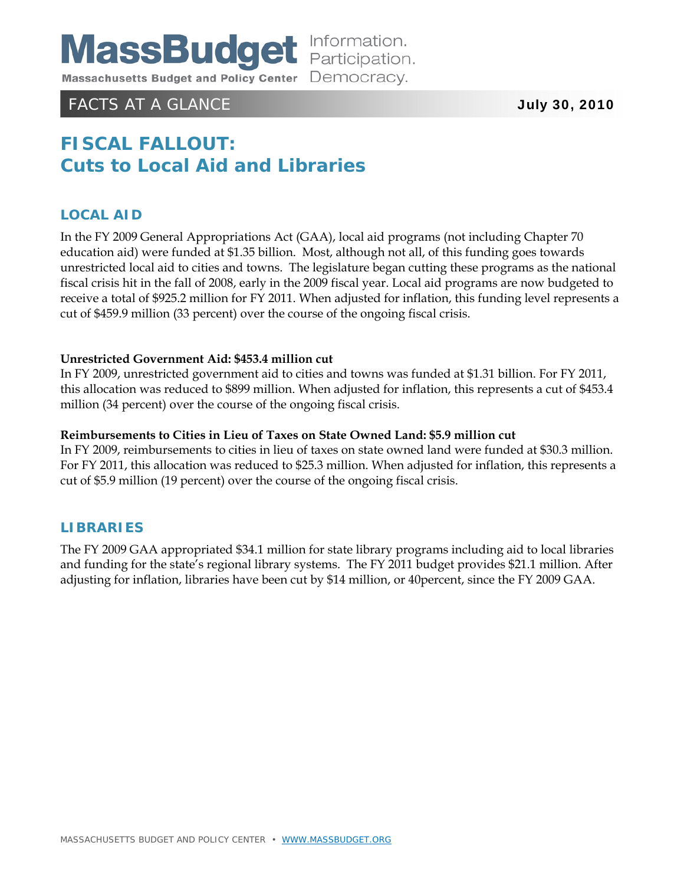# FISCAL FALLOUT: Cuts to Local Aid and Libraries

FACTS AT A GLANCE

July 30, 2010

## LOCAL AID

In the FY 2009 General Appropriations Act (GAA), local aid programs (not including Chapter 70 education aid) were funded at $1.35 billion. Most, although not all, of this funding goes towards unrestricted local aid to cities and towns. The legislature began cutting these programs as the national fiscal crisis hit in the fall of 2008, early in the 2009 fiscal year. Local aid programs are now budgeted to receive a total of $925.2 million for FY 2011. When adjusted for inflation, this funding level represents a cut of $459.9 million (33 percent) over the course of the ongoing fiscal crisis.

**Unrestricted Government Aid: $453.4 million cut**

In FY 2009, unrestricted government aid to cities and towns was funded at $1.31 billion. For FY 2011, this allocation was reduced to $899 million. When adjusted for inflation, this represents a cut of $453.4 million (34 percent) over the course of the ongoing fiscal crisis.

**Reimbursements to Cities in Lieu of Taxes on State Owned Land: $5.9 million cut**

In FY 2009, reimbursements to cities in lieu of taxes on state owned land were funded at $30.3 million. For FY 2011, this allocation was reduced to $25.3 million. When adjusted for inflation, this represents a cut of $5.9 million (19 percent) over the course of the ongoing fiscal crisis.

## LIBRARIES

The FY 2009 GAA appropriated $34.1 million for state library programs including aid to local libraries and funding for the state's regional library systems. The FY 2011 budget provides $21.1 million. After adjusting for inflation, libraries have been cut by $14 million, or 40percent, since the FY 2009 GAA.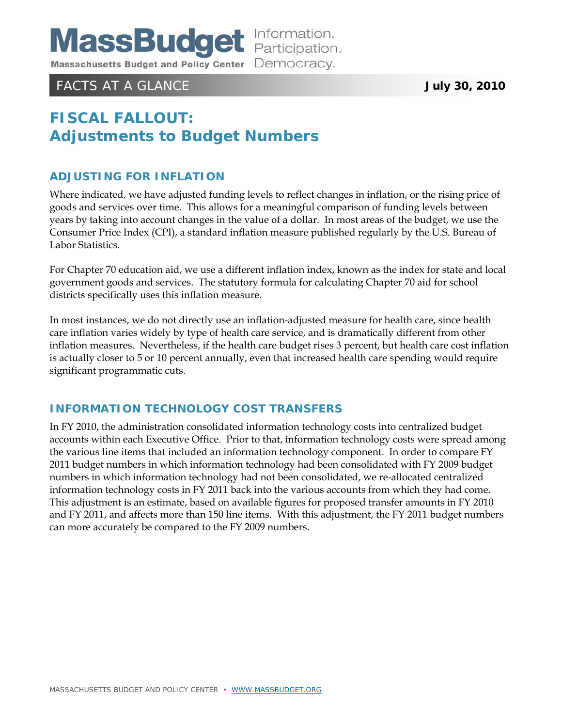# MassBudget

**Massachusetts Budget and Policy Center**

Information. Participation. Democracy.

FACTS AT A GLANCE **July 30, 2010**

# FISCAL FALLOUT: Adjustments to Budget Numbers

## ADJUSTING FOR INFLATION

Where indicated, we have adjusted funding levels to reflect changes in inflation, or the rising price of goods and services over time. This allows for a meaningful comparison of funding levels between years by taking into account changes in the value of a dollar. In most areas of the budget, we use the Consumer Price Index (CPI), a standard inflation measure published regularly by the U.S. Bureau of Labor Statistics.

For Chapter 70 education aid, we use a different inflation index, known as the index for state and local government goods and services. The statutory formula for calculating Chapter 70 aid for school districts specifically uses this inflation measure.

In most instances, we do not directly use an inflation-adjusted measure for health care, since health care inflation varies widely by type of health care service, and is dramatically different from other inflation measures. Nevertheless, if the health care budget rises 3 percent, but health care cost inflation is actually closer to 5 or 10 percent annually, even that increased health care spending would require significant programmatic cuts.

## INFORMATION TECHNOLOGY COST TRANSFERS

In FY 2010, the administration consolidated information technology costs into centralized budget accounts within each Executive Office. Prior to that, information technology costs were spread among the various line items that included an information technology component. In order to compare FY 2011 budget numbers in which information technology had been consolidated with FY 2009 budget numbers in which information technology had not been consolidated, we re-allocated centralized information technology costs in FY 2011 back into the various accounts from which they had come. This adjustment is an estimate, based on available figures for proposed transfer amounts in FY 2010 and FY 2011, and affects more than 150 line items. With this adjustment, the FY 2011 budget numbers can more accurately be compared to the FY 2009 numbers.